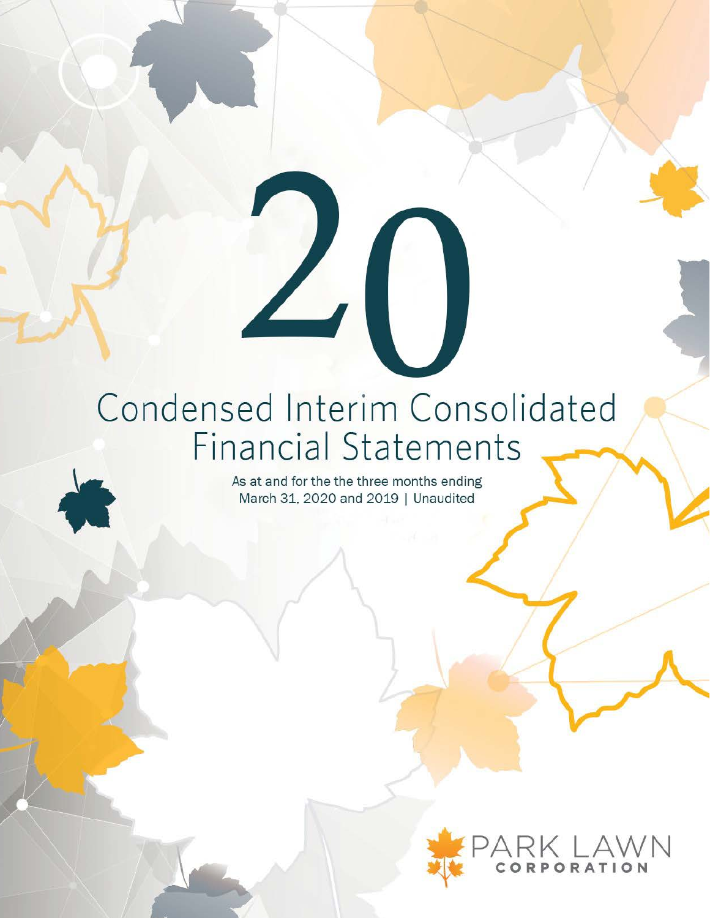# 20

# Condensed Interim Consolidated Financial Statements

As at and for the the three months ending March 31, 2020 and 2019 | Unaudited

PARK LAWN CORPORATION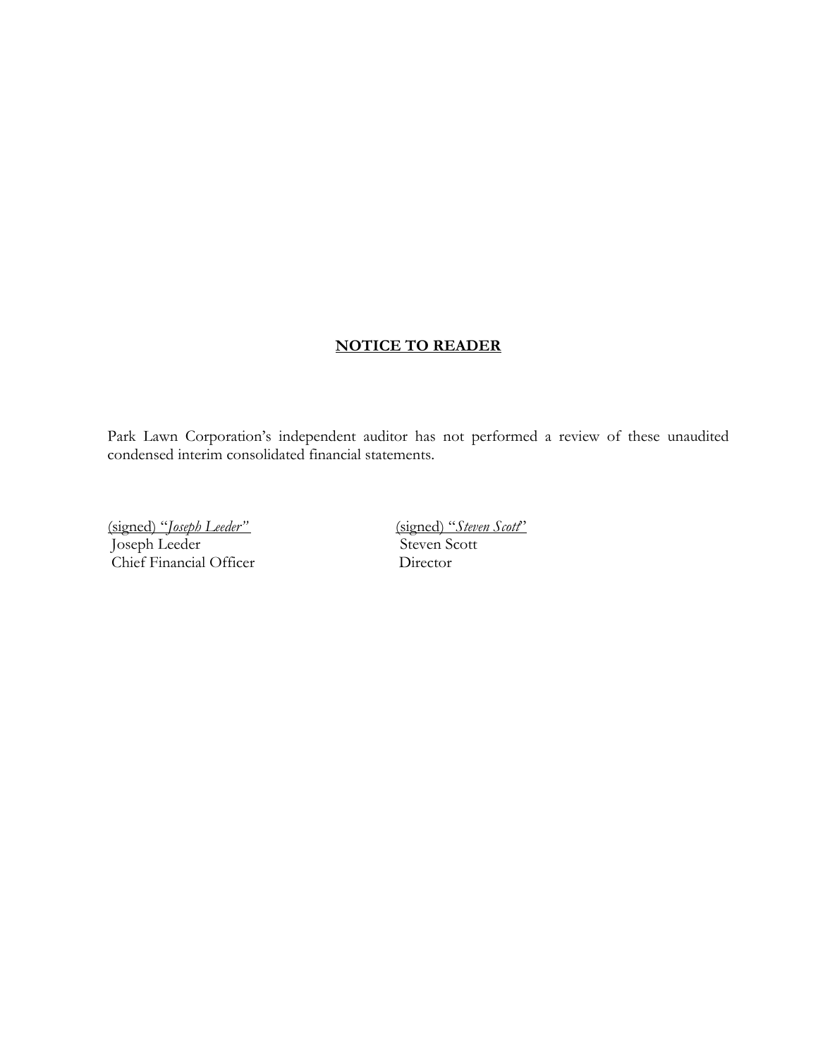**NOTICE TO READER**

Park Lawn Corporation's independent auditor has not performed a review of these unaudited condensed interim consolidated financial statements.

(signed) "*Joseph Leeder*"
Joseph Leeder
Chief Financial Officer

(signed) "*Steven Scott*"
Steven Scott
Director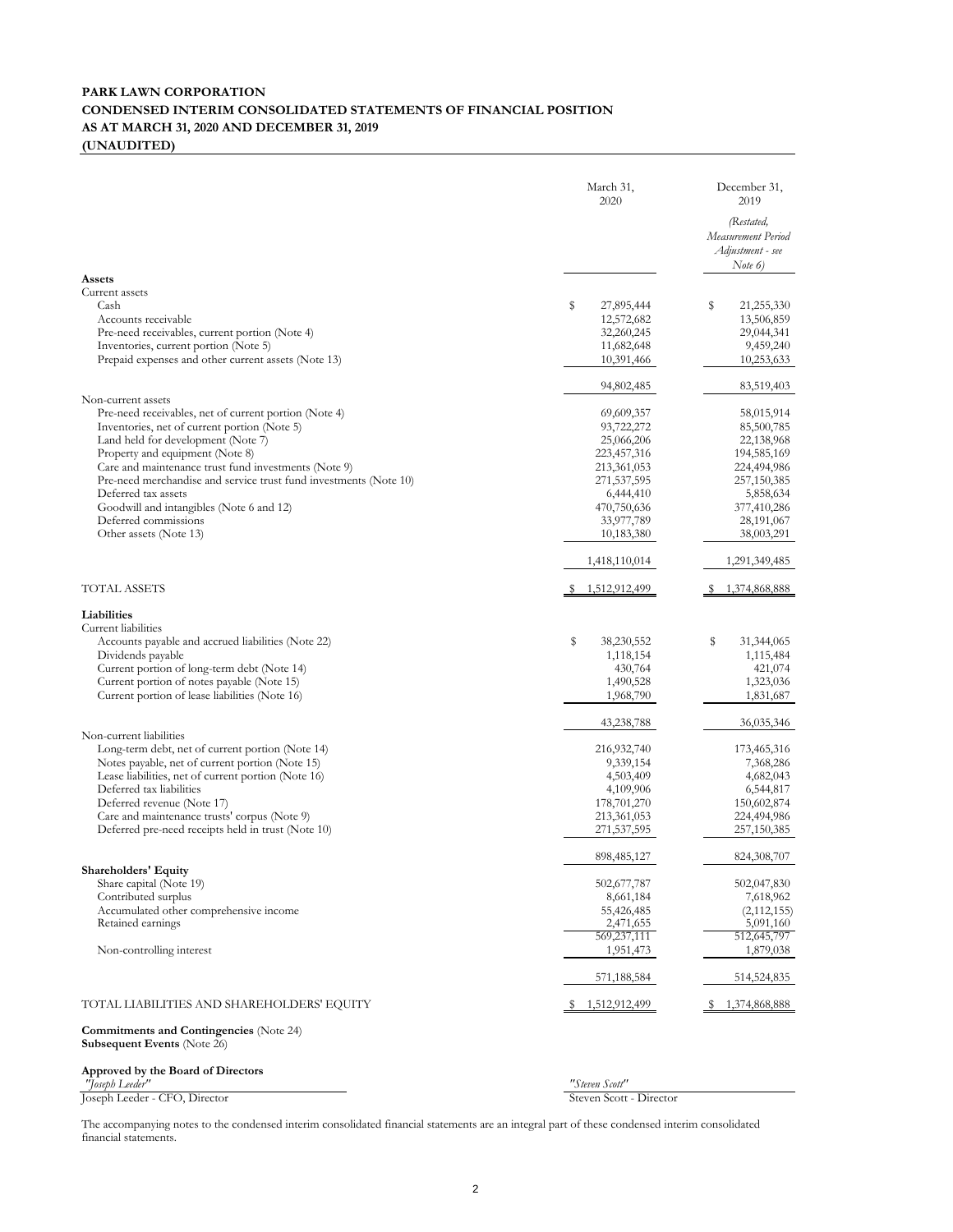**PARK LAWN CORPORATION**
**CONDENSED INTERIM CONSOLIDATED STATEMENTS OF FINANCIAL POSITION**
**AS AT MARCH 31, 2020 AND DECEMBER 31, 2019**
**(UNAUDITED)**

| | March 31, 2020 | December 31, 2019 *(Restated, Measurement Period Adjustment - see Note 6)* |
|---|---|---|
| **Assets** | | |
| Current assets | | |
| Cash | $ 27,895,444 | $ 21,255,330 |
| Accounts receivable | 12,572,682 | 13,506,859 |
| Pre-need receivables, current portion (Note 4) | 32,260,245 | 29,044,341 |
| Inventories, current portion (Note 5) | 11,682,648 | 9,459,240 |
| Prepaid expenses and other current assets (Note 13) | 10,391,466 | 10,253,633 |
| | 94,802,485 | 83,519,403 |
| Non-current assets | | |
| Pre-need receivables, net of current portion (Note 4) | 69,609,357 | 58,015,914 |
| Inventories, net of current portion (Note 5) | 93,722,272 | 85,500,785 |
| Land held for development (Note 7) | 25,066,206 | 22,138,968 |
| Property and equipment (Note 8) | 223,457,316 | 194,585,169 |
| Care and maintenance trust fund investments (Note 9) | 213,361,053 | 224,494,986 |
| Pre-need merchandise and service trust fund investments (Note 10) | 271,537,595 | 257,150,385 |
| Deferred tax assets | 6,444,410 | 5,858,634 |
| Goodwill and intangibles (Note 6 and 12) | 470,750,636 | 377,410,286 |
| Deferred commissions | 33,977,789 | 28,191,067 |
| Other assets (Note 13) | 10,183,380 | 38,003,291 |
| | 1,418,110,014 | 1,291,349,485 |
| TOTAL ASSETS | $ 1,512,912,499 | $ 1,374,868,888 |
| **Liabilities** | | |
| Current liabilities | | |
| Accounts payable and accrued liabilities (Note 22) | $ 38,230,552 | $ 31,344,065 |
| Dividends payable | 1,118,154 | 1,115,484 |
| Current portion of long-term debt (Note 14) | 430,764 | 421,074 |
| Current portion of notes payable (Note 15) | 1,490,528 | 1,323,036 |
| Current portion of lease liabilities (Note 16) | 1,968,790 | 1,831,687 |
| | 43,238,788 | 36,035,346 |
| Non-current liabilities | | |
| Long-term debt, net of current portion (Note 14) | 216,932,740 | 173,465,316 |
| Notes payable, net of current portion (Note 15) | 9,339,154 | 7,368,286 |
| Lease liabilities, net of current portion (Note 16) | 4,503,409 | 4,682,043 |
| Deferred tax liabilities | 4,109,906 | 6,544,817 |
| Deferred revenue (Note 17) | 178,701,270 | 150,602,874 |
| Care and maintenance trusts' corpus (Note 9) | 213,361,053 | 224,494,986 |
| Deferred pre-need receipts held in trust (Note 10) | 271,537,595 | 257,150,385 |
| | 898,485,127 | 824,308,707 |
| **Shareholders' Equity** | | |
| Share capital (Note 19) | 502,677,787 | 502,047,830 |
| Contributed surplus | 8,661,184 | 7,618,962 |
| Accumulated other comprehensive income | 55,426,485 | (2,112,155) |
| Retained earnings | 2,471,655 | 5,091,160 |
| | 569,237,111 | 512,645,797 |
| Non-controlling interest | 1,951,473 | 1,879,038 |
| | 571,188,584 | 514,524,835 |
| TOTAL LIABILITIES AND SHAREHOLDERS' EQUITY | $ 1,512,912,499 | $ 1,374,868,888 |

**Commitments and Contingencies** (Note 24)
**Subsequent Events** (Note 26)

**Approved by the Board of Directors**

*"Joseph Leeder"*
Joseph Leeder - CFO, Director

*"Steven Scott"*
Steven Scott - Director

The accompanying notes to the condensed interim consolidated financial statements are an integral part of these condensed interim consolidated financial statements.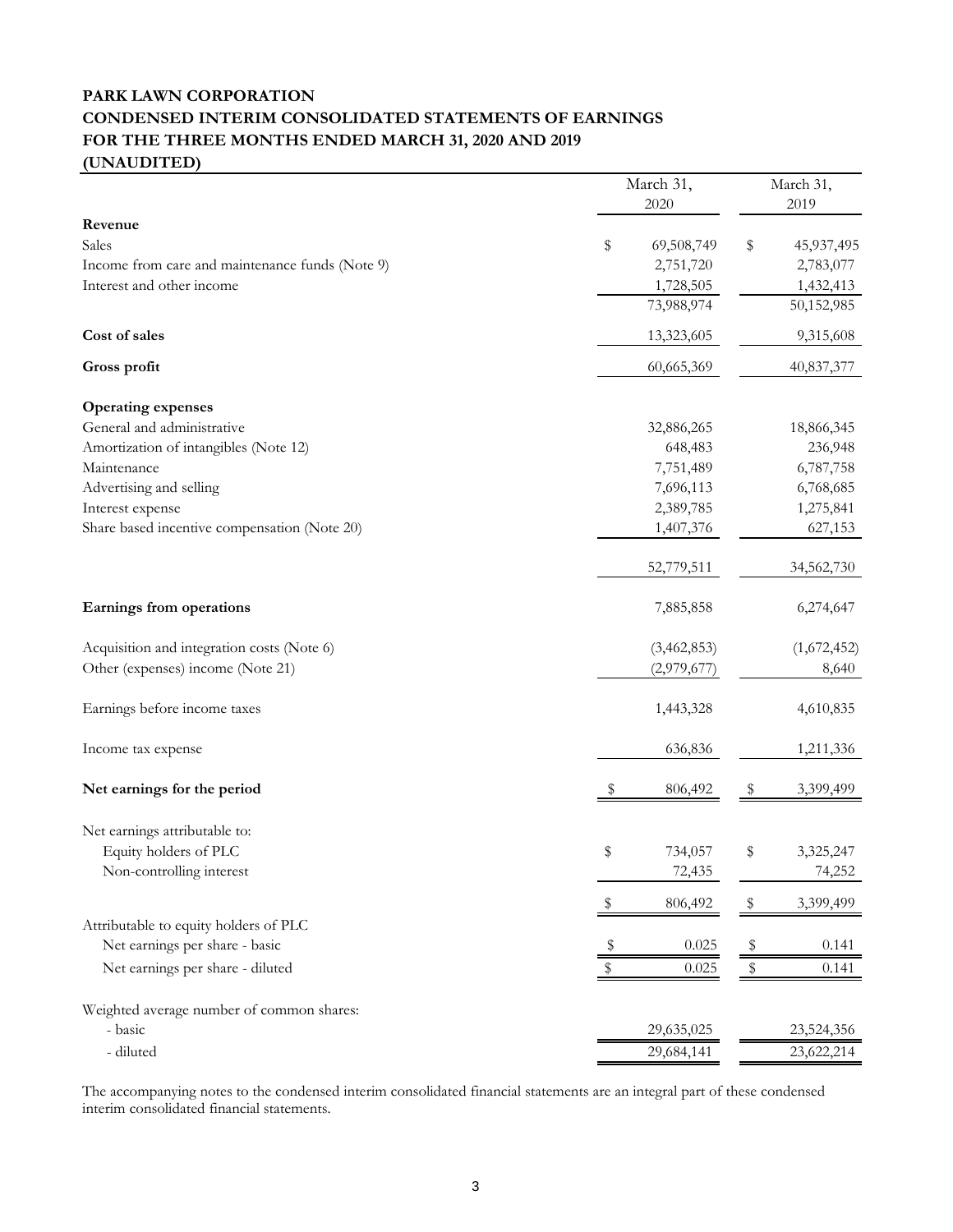# PARK LAWN CORPORATION
## CONDENSED INTERIM CONSOLIDATED STATEMENTS OF EARNINGS
## FOR THE THREE MONTHS ENDED MARCH 31, 2020 AND 2019
## (UNAUDITED)

| | March 31, 2020 | March 31, 2019 |
|---|---|---|
| **Revenue** | | |
| Sales | $ 69,508,749 | $ 45,937,495 |
| Income from care and maintenance funds (Note 9) | 2,751,720 | 2,783,077 |
| Interest and other income | 1,728,505 | 1,432,413 |
| | 73,988,974 | 50,152,985 |
| **Cost of sales** | 13,323,605 | 9,315,608 |
| **Gross profit** | 60,665,369 | 40,837,377 |
| **Operating expenses** | | |
| General and administrative | 32,886,265 | 18,866,345 |
| Amortization of intangibles (Note 12) | 648,483 | 236,948 |
| Maintenance | 7,751,489 | 6,787,758 |
| Advertising and selling | 7,696,113 | 6,768,685 |
| Interest expense | 2,389,785 | 1,275,841 |
| Share based incentive compensation (Note 20) | 1,407,376 | 627,153 |
| | 52,779,511 | 34,562,730 |
| **Earnings from operations** | 7,885,858 | 6,274,647 |
| Acquisition and integration costs (Note 6) | (3,462,853) | (1,672,452) |
| Other (expenses) income (Note 21) | (2,979,677) | 8,640 |
| Earnings before income taxes | 1,443,328 | 4,610,835 |
| Income tax expense | 636,836 | 1,211,336 |
| **Net earnings for the period** | $ 806,492 | $ 3,399,499 |
| Net earnings attributable to: | | |
| Equity holders of PLC | $ 734,057 | $ 3,325,247 |
| Non-controlling interest | 72,435 | 74,252 |
| | $ 806,492 | $ 3,399,499 |
| Attributable to equity holders of PLC | | |
| Net earnings per share - basic | $ 0.025 | $ 0.141 |
| Net earnings per share - diluted | $ 0.025 | $ 0.141 |
| Weighted average number of common shares: | | |
| - basic | 29,635,025 | 23,524,356 |
| - diluted | 29,684,141 | 23,622,214 |

The accompanying notes to the condensed interim consolidated financial statements are an integral part of these condensed interim consolidated financial statements.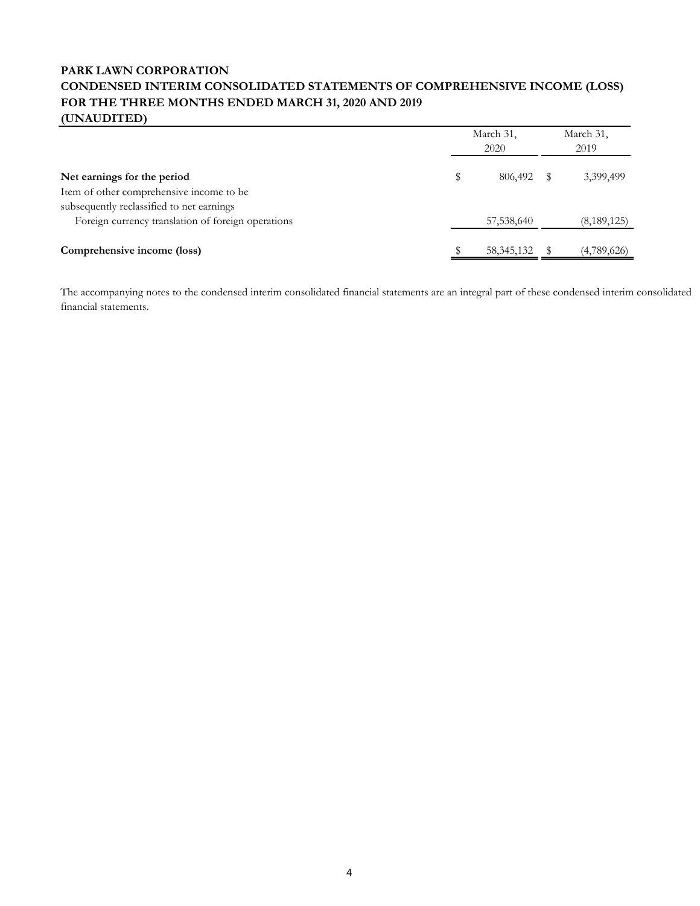**PARK LAWN CORPORATION**
**CONDENSED INTERIM CONSOLIDATED STATEMENTS OF COMPREHENSIVE INCOME (LOSS)**
**FOR THE THREE MONTHS ENDED MARCH 31, 2020 AND 2019**
**(UNAUDITED)**

| | March 31, 2020 | March 31, 2019 |
|---|---|---|
| **Net earnings for the period** | $ 806,492 | $ 3,399,499 |
| Item of other comprehensive income to be subsequently reclassified to net earnings | | |
| Foreign currency translation of foreign operations | 57,538,640 | (8,189,125) |
| **Comprehensive income (loss)** | $ 58,345,132 | $ (4,789,626) |

The accompanying notes to the condensed interim consolidated financial statements are an integral part of these condensed interim consolidated financial statements.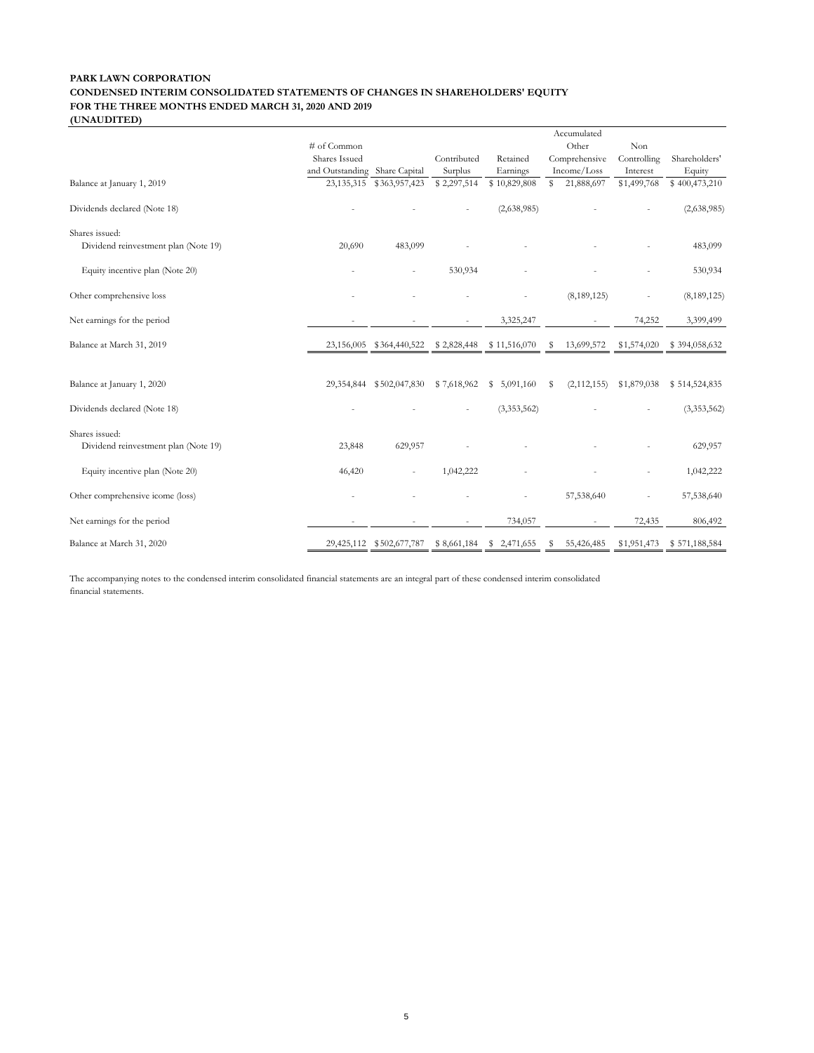**PARK LAWN CORPORATION**
**CONDENSED INTERIM CONSOLIDATED STATEMENTS OF CHANGES IN SHAREHOLDERS' EQUITY**
**FOR THE THREE MONTHS ENDED MARCH 31, 2020 AND 2019**
**(UNAUDITED)**

| | # of Common Shares Issued and Outstanding | Share Capital | Contributed Surplus | Retained Earnings | Accumulated Other Comprehensive Income/Loss | Non Controlling Interest | Shareholders' Equity |
|---|---|---|---|---|---|---|---|
| Balance at January 1, 2019 | 23,135,315 | $ 363,957,423 | $ 2,297,514 | $ 10,829,808 | $ 21,888,697 | $1,499,768 | $ 400,473,210 |
| Dividends declared (Note 18) | - | - | - | (2,638,985) | - | - | (2,638,985) |
| Shares issued: | | | | | | | |
| Dividend reinvestment plan (Note 19) | 20,690 | 483,099 | - | - | - | - | 483,099 |
| Equity incentive plan (Note 20) | - | - | 530,934 | - | - | - | 530,934 |
| Other comprehensive loss | - | - | - | - | (8,189,125) | - | (8,189,125) |
| Net earnings for the period | - | - | - | 3,325,247 | - | 74,252 | 3,399,499 |
| Balance at March 31, 2019 | 23,156,005 | $ 364,440,522 | $ 2,828,448 | $ 11,516,070 | $ 13,699,572 | $1,574,020 | $ 394,058,632 |
| | | | | | | | |
| Balance at January 1, 2020 | 29,354,844 | $ 502,047,830 | $ 7,618,962 | $ 5,091,160 | $ (2,112,155) | $1,879,038 | $ 514,524,835 |
| Dividends declared (Note 18) | - | - | - | (3,353,562) | - | - | (3,353,562) |
| Shares issued: | | | | | | | |
| Dividend reinvestment plan (Note 19) | 23,848 | 629,957 | - | - | - | - | 629,957 |
| Equity incentive plan (Note 20) | 46,420 | - | 1,042,222 | - | - | - | 1,042,222 |
| Other comprehensive icome (loss) | - | - | - | - | 57,538,640 | - | 57,538,640 |
| Net earnings for the period | - | - | - | 734,057 | - | 72,435 | 806,492 |
| Balance at March 31, 2020 | 29,425,112 | $ 502,677,787 | $ 8,661,184 | $ 2,471,655 | $ 55,426,485 | $1,951,473 | $ 571,188,584 |

The accompanying notes to the condensed interim consolidated financial statements are an integral part of these condensed interim consolidated financial statements.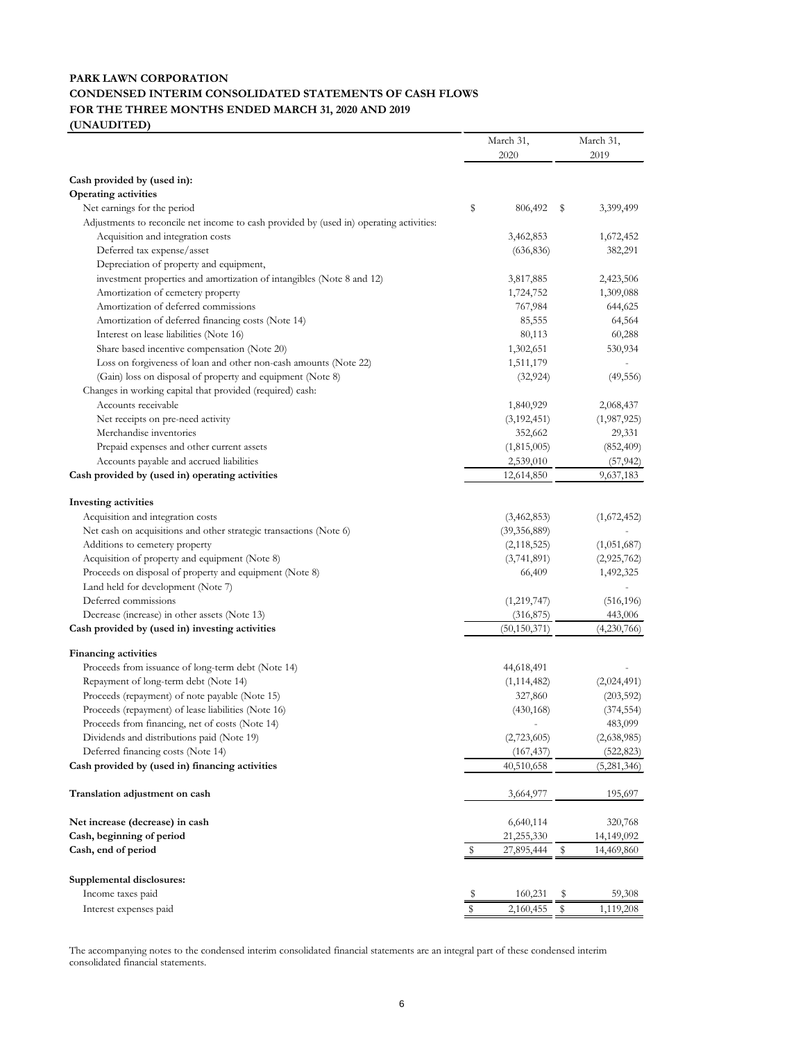**PARK LAWN CORPORATION**
**CONDENSED INTERIM CONSOLIDATED STATEMENTS OF CASH FLOWS**
**FOR THE THREE MONTHS ENDED MARCH 31, 2020 AND 2019**
**(UNAUDITED)**

| | March 31, 2020 | March 31, 2019 |
|---|---|---|
| **Cash provided by (used in):** | | |
| **Operating activities** | | |
| Net earnings for the period | $ 806,492 | $ 3,399,499 |
| Adjustments to reconcile net income to cash provided by (used in) operating activities: | | |
| Acquisition and integration costs | 3,462,853 | 1,672,452 |
| Deferred tax expense/asset | (636,836) | 382,291 |
| Depreciation of property and equipment, investment properties and amortization of intangibles (Note 8 and 12) | 3,817,885 | 2,423,506 |
| Amortization of cemetery property | 1,724,752 | 1,309,088 |
| Amortization of deferred commissions | 767,984 | 644,625 |
| Amortization of deferred financing costs (Note 14) | 85,555 | 64,564 |
| Interest on lease liabilities (Note 16) | 80,113 | 60,288 |
| Share based incentive compensation (Note 20) | 1,302,651 | 530,934 |
| Loss on forgiveness of loan and other non-cash amounts (Note 22) | 1,511,179 | - |
| (Gain) loss on disposal of property and equipment (Note 8) | (32,924) | (49,556) |
| Changes in working capital that provided (required) cash: | | |
| Accounts receivable | 1,840,929 | 2,068,437 |
| Net receipts on pre-need activity | (3,192,451) | (1,987,925) |
| Merchandise inventories | 352,662 | 29,331 |
| Prepaid expenses and other current assets | (1,815,005) | (852,409) |
| Accounts payable and accrued liabilities | 2,539,010 | (57,942) |
| **Cash provided by (used in) operating activities** | 12,614,850 | 9,637,183 |
| **Investing activities** | | |
| Acquisition and integration costs | (3,462,853) | (1,672,452) |
| Net cash on acquisitions and other strategic transactions (Note 6) | (39,356,889) | - |
| Additions to cemetery property | (2,118,525) | (1,051,687) |
| Acquisition of property and equipment (Note 8) | (3,741,891) | (2,925,762) |
| Proceeds on disposal of property and equipment (Note 8) | 66,409 | 1,492,325 |
| Land held for development (Note 7) | | - |
| Deferred commissions | (1,219,747) | (516,196) |
| Decrease (increase) in other assets (Note 13) | (316,875) | 443,006 |
| **Cash provided by (used in) investing activities** | (50,150,371) | (4,230,766) |
| **Financing activities** | | |
| Proceeds from issuance of long-term debt (Note 14) | 44,618,491 | - |
| Repayment of long-term debt (Note 14) | (1,114,482) | (2,024,491) |
| Proceeds (repayment) of note payable (Note 15) | 327,860 | (203,592) |
| Proceeds (repayment) of lease liabilities (Note 16) | (430,168) | (374,554) |
| Proceeds from financing, net of costs (Note 14) | - | 483,099 |
| Dividends and distributions paid (Note 19) | (2,723,605) | (2,638,985) |
| Deferred financing costs (Note 14) | (167,437) | (522,823) |
| **Cash provided by (used in) financing activities** | 40,510,658 | (5,281,346) |
| **Translation adjustment on cash** | 3,664,977 | 195,697 |
| **Net increase (decrease) in cash** | 6,640,114 | 320,768 |
| **Cash, beginning of period** | 21,255,330 | 14,149,092 |
| **Cash, end of period** | $ 27,895,444 | $ 14,469,860 |
| **Supplemental disclosures:** | | |
| Income taxes paid | $ 160,231 | $ 59,308 |
| Interest expenses paid | $ 2,160,455 | $ 1,119,208 |

The accompanying notes to the condensed interim consolidated financial statements are an integral part of these condensed interim consolidated financial statements.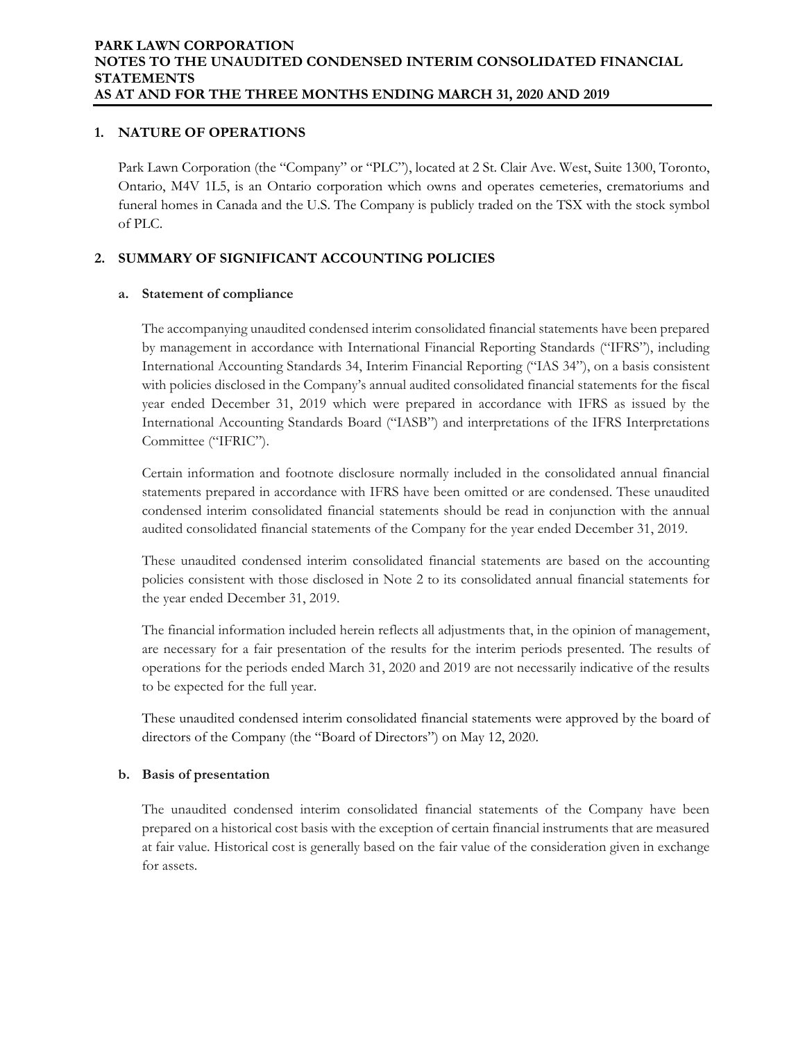## 1. NATURE OF OPERATIONS

Park Lawn Corporation (the "Company" or "PLC"), located at 2 St. Clair Ave. West, Suite 1300, Toronto, Ontario, M4V 1L5, is an Ontario corporation which owns and operates cemeteries, crematoriums and funeral homes in Canada and the U.S. The Company is publicly traded on the TSX with the stock symbol of PLC.

## 2. SUMMARY OF SIGNIFICANT ACCOUNTING POLICIES

### a. Statement of compliance

The accompanying unaudited condensed interim consolidated financial statements have been prepared by management in accordance with International Financial Reporting Standards ("IFRS"), including International Accounting Standards 34, Interim Financial Reporting ("IAS 34"), on a basis consistent with policies disclosed in the Company's annual audited consolidated financial statements for the fiscal year ended December 31, 2019 which were prepared in accordance with IFRS as issued by the International Accounting Standards Board ("IASB") and interpretations of the IFRS Interpretations Committee ("IFRIC").

Certain information and footnote disclosure normally included in the consolidated annual financial statements prepared in accordance with IFRS have been omitted or are condensed. These unaudited condensed interim consolidated financial statements should be read in conjunction with the annual audited consolidated financial statements of the Company for the year ended December 31, 2019.

These unaudited condensed interim consolidated financial statements are based on the accounting policies consistent with those disclosed in Note 2 to its consolidated annual financial statements for the year ended December 31, 2019.

The financial information included herein reflects all adjustments that, in the opinion of management, are necessary for a fair presentation of the results for the interim periods presented. The results of operations for the periods ended March 31, 2020 and 2019 are not necessarily indicative of the results to be expected for the full year.

These unaudited condensed interim consolidated financial statements were approved by the board of directors of the Company (the "Board of Directors") on May 12, 2020.

### b. Basis of presentation

The unaudited condensed interim consolidated financial statements of the Company have been prepared on a historical cost basis with the exception of certain financial instruments that are measured at fair value. Historical cost is generally based on the fair value of the consideration given in exchange for assets.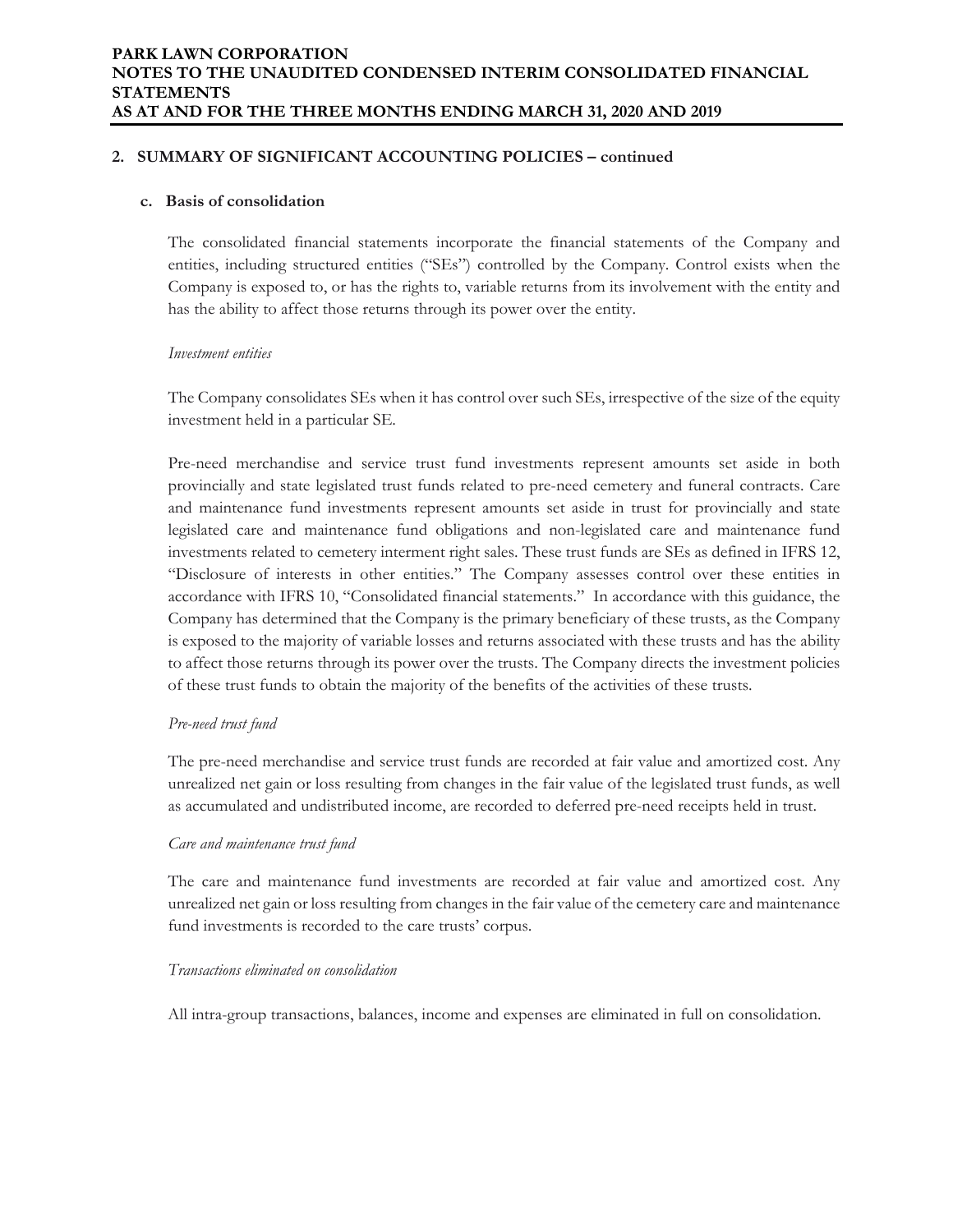## 2. SUMMARY OF SIGNIFICANT ACCOUNTING POLICIES – continued

### c. Basis of consolidation

The consolidated financial statements incorporate the financial statements of the Company and entities, including structured entities ("SEs") controlled by the Company. Control exists when the Company is exposed to, or has the rights to, variable returns from its involvement with the entity and has the ability to affect those returns through its power over the entity.

*Investment entities*

The Company consolidates SEs when it has control over such SEs, irrespective of the size of the equity investment held in a particular SE.

Pre-need merchandise and service trust fund investments represent amounts set aside in both provincially and state legislated trust funds related to pre-need cemetery and funeral contracts. Care and maintenance fund investments represent amounts set aside in trust for provincially and state legislated care and maintenance fund obligations and non-legislated care and maintenance fund investments related to cemetery interment right sales. These trust funds are SEs as defined in IFRS 12, "Disclosure of interests in other entities." The Company assesses control over these entities in accordance with IFRS 10, "Consolidated financial statements." In accordance with this guidance, the Company has determined that the Company is the primary beneficiary of these trusts, as the Company is exposed to the majority of variable losses and returns associated with these trusts and has the ability to affect those returns through its power over the trusts. The Company directs the investment policies of these trust funds to obtain the majority of the benefits of the activities of these trusts.

*Pre-need trust fund*

The pre-need merchandise and service trust funds are recorded at fair value and amortized cost. Any unrealized net gain or loss resulting from changes in the fair value of the legislated trust funds, as well as accumulated and undistributed income, are recorded to deferred pre-need receipts held in trust.

*Care and maintenance trust fund*

The care and maintenance fund investments are recorded at fair value and amortized cost. Any unrealized net gain or loss resulting from changes in the fair value of the cemetery care and maintenance fund investments is recorded to the care trusts' corpus.

*Transactions eliminated on consolidation*

All intra-group transactions, balances, income and expenses are eliminated in full on consolidation.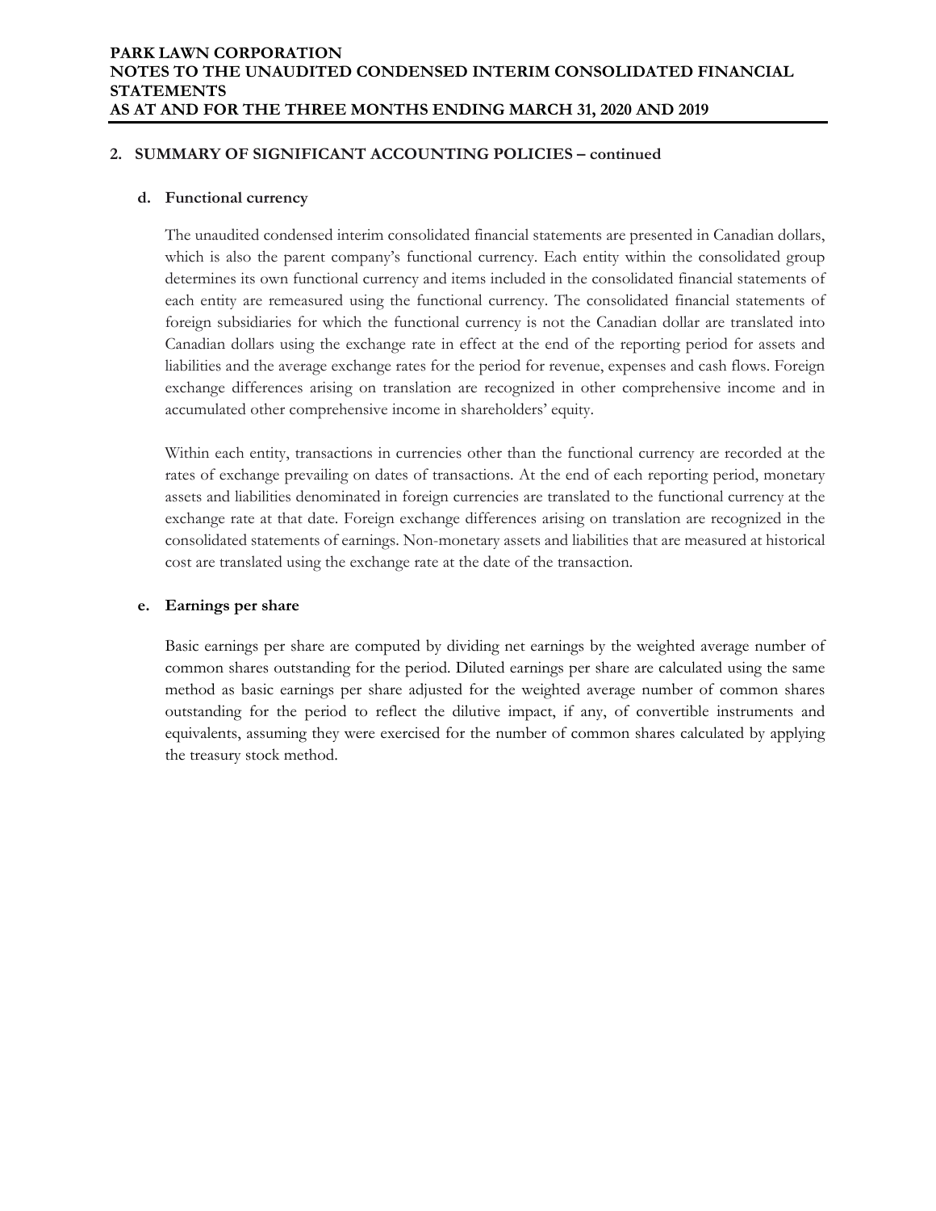## 2. SUMMARY OF SIGNIFICANT ACCOUNTING POLICIES – continued

### d. Functional currency

The unaudited condensed interim consolidated financial statements are presented in Canadian dollars, which is also the parent company's functional currency. Each entity within the consolidated group determines its own functional currency and items included in the consolidated financial statements of each entity are remeasured using the functional currency. The consolidated financial statements of foreign subsidiaries for which the functional currency is not the Canadian dollar are translated into Canadian dollars using the exchange rate in effect at the end of the reporting period for assets and liabilities and the average exchange rates for the period for revenue, expenses and cash flows. Foreign exchange differences arising on translation are recognized in other comprehensive income and in accumulated other comprehensive income in shareholders' equity.

Within each entity, transactions in currencies other than the functional currency are recorded at the rates of exchange prevailing on dates of transactions. At the end of each reporting period, monetary assets and liabilities denominated in foreign currencies are translated to the functional currency at the exchange rate at that date. Foreign exchange differences arising on translation are recognized in the consolidated statements of earnings. Non-monetary assets and liabilities that are measured at historical cost are translated using the exchange rate at the date of the transaction.

### e. Earnings per share

Basic earnings per share are computed by dividing net earnings by the weighted average number of common shares outstanding for the period. Diluted earnings per share are calculated using the same method as basic earnings per share adjusted for the weighted average number of common shares outstanding for the period to reflect the dilutive impact, if any, of convertible instruments and equivalents, assuming they were exercised for the number of common shares calculated by applying the treasury stock method.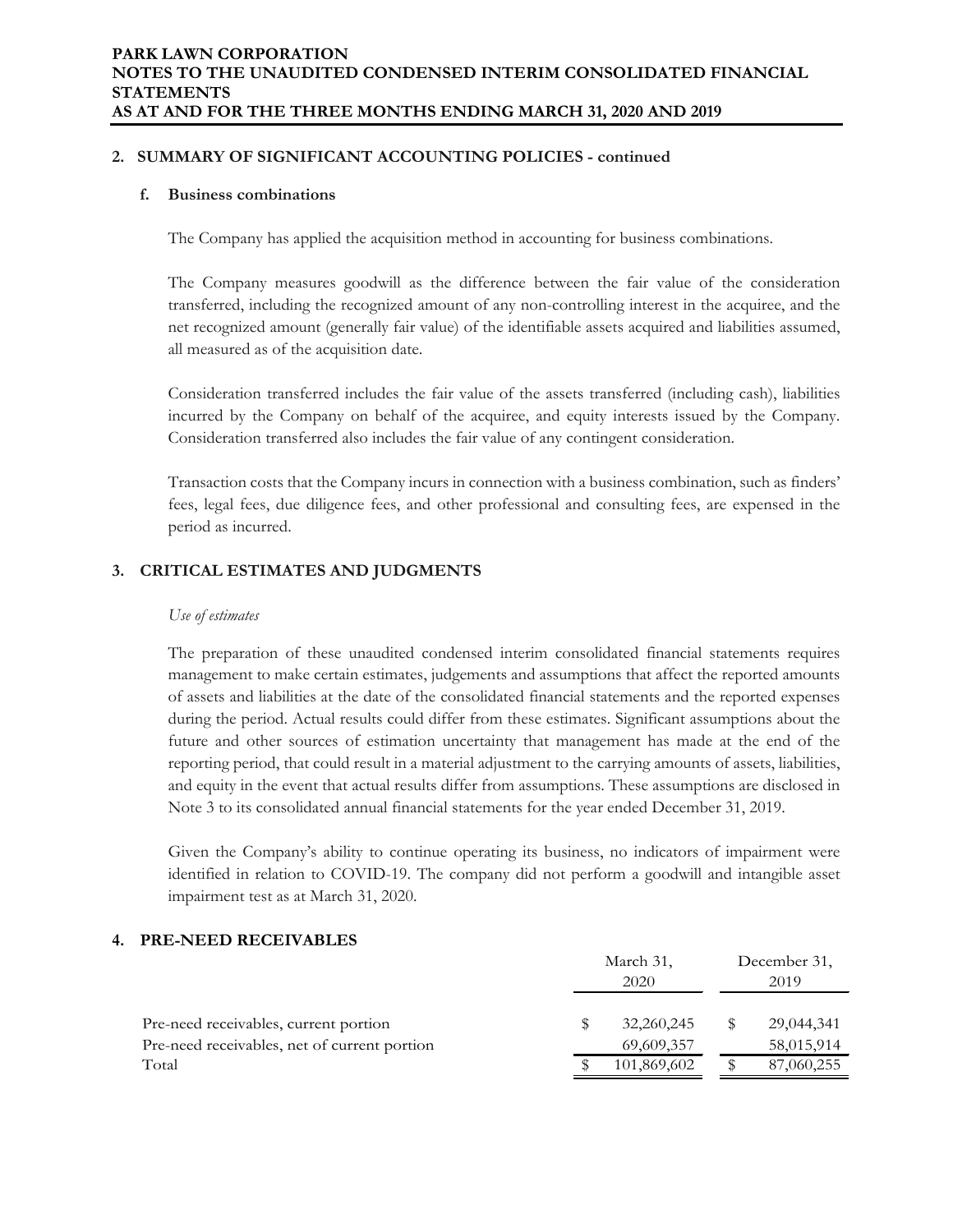## 2. SUMMARY OF SIGNIFICANT ACCOUNTING POLICIES - continued

### f. Business combinations

The Company has applied the acquisition method in accounting for business combinations.

The Company measures goodwill as the difference between the fair value of the consideration transferred, including the recognized amount of any non-controlling interest in the acquiree, and the net recognized amount (generally fair value) of the identifiable assets acquired and liabilities assumed, all measured as of the acquisition date.

Consideration transferred includes the fair value of the assets transferred (including cash), liabilities incurred by the Company on behalf of the acquiree, and equity interests issued by the Company. Consideration transferred also includes the fair value of any contingent consideration.

Transaction costs that the Company incurs in connection with a business combination, such as finders' fees, legal fees, due diligence fees, and other professional and consulting fees, are expensed in the period as incurred.

## 3. CRITICAL ESTIMATES AND JUDGMENTS

*Use of estimates*

The preparation of these unaudited condensed interim consolidated financial statements requires management to make certain estimates, judgements and assumptions that affect the reported amounts of assets and liabilities at the date of the consolidated financial statements and the reported expenses during the period. Actual results could differ from these estimates. Significant assumptions about the future and other sources of estimation uncertainty that management has made at the end of the reporting period, that could result in a material adjustment to the carrying amounts of assets, liabilities, and equity in the event that actual results differ from assumptions. These assumptions are disclosed in Note 3 to its consolidated annual financial statements for the year ended December 31, 2019.

Given the Company's ability to continue operating its business, no indicators of impairment were identified in relation to COVID-19. The company did not perform a goodwill and intangible asset impairment test as at March 31, 2020.

## 4. PRE-NEED RECEIVABLES

| | March 31, 2020 | December 31, 2019 |
|---|---|---|
| Pre-need receivables, current portion | $ 32,260,245 | $ 29,044,341 |
| Pre-need receivables, net of current portion | 69,609,357 | 58,015,914 |
| Total | $ 101,869,602 | $ 87,060,255 |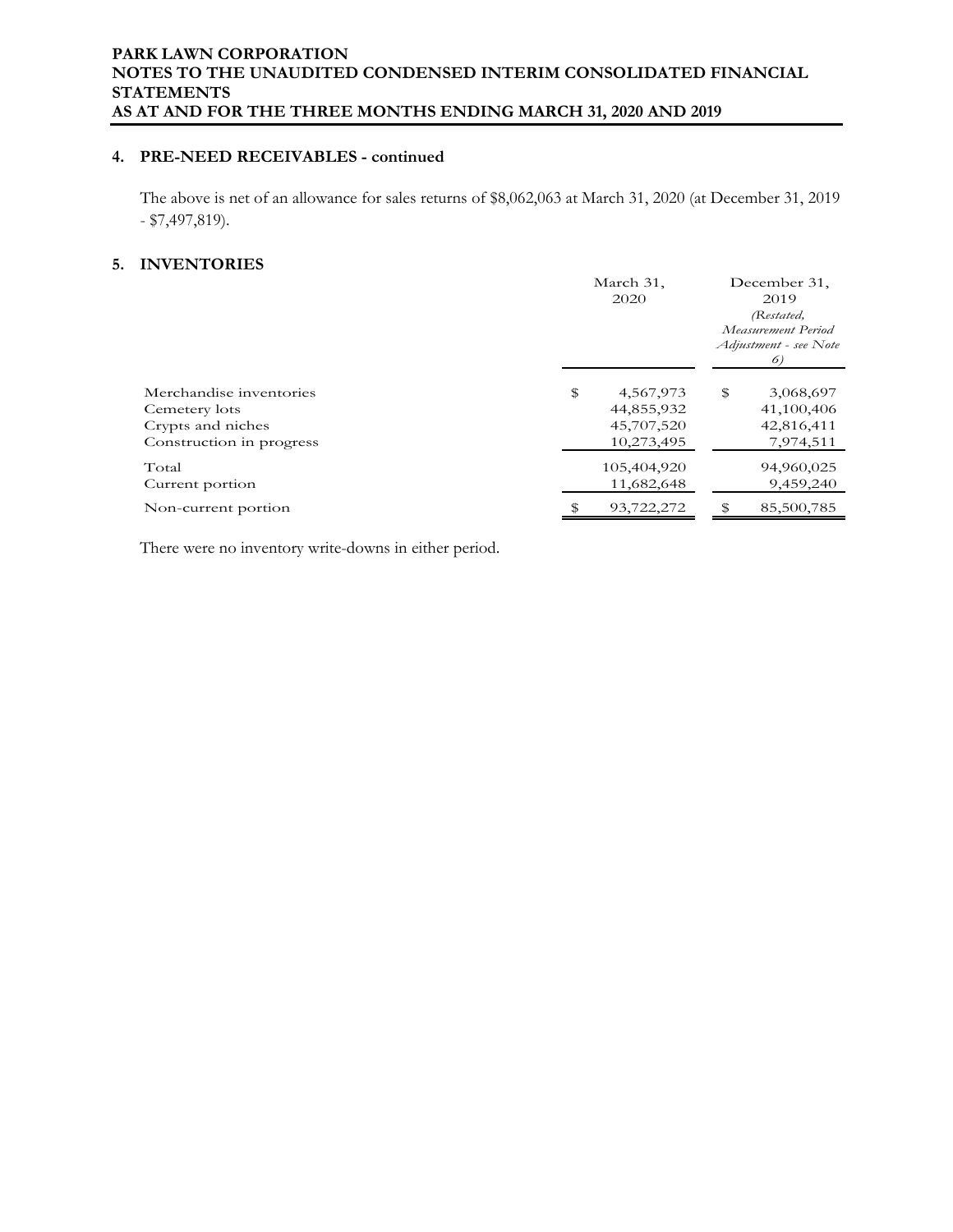## 4. PRE-NEED RECEIVABLES - continued

The above is net of an allowance for sales returns of $8,062,063 at March 31, 2020 (at December 31, 2019 - $7,497,819).

## 5. INVENTORIES

| | March 31, 2020 | December 31, 2019 *(Restated, Measurement Period Adjustment - see Note 6)* |
|---|---|---|
| Merchandise inventories | $ 4,567,973 | $ 3,068,697 |
| Cemetery lots | 44,855,932 | 41,100,406 |
| Crypts and niches | 45,707,520 | 42,816,411 |
| Construction in progress | 10,273,495 | 7,974,511 |
| Total | 105,404,920 | 94,960,025 |
| Current portion | 11,682,648 | 9,459,240 |
| Non-current portion | $ 93,722,272 | $ 85,500,785 |

There were no inventory write-downs in either period.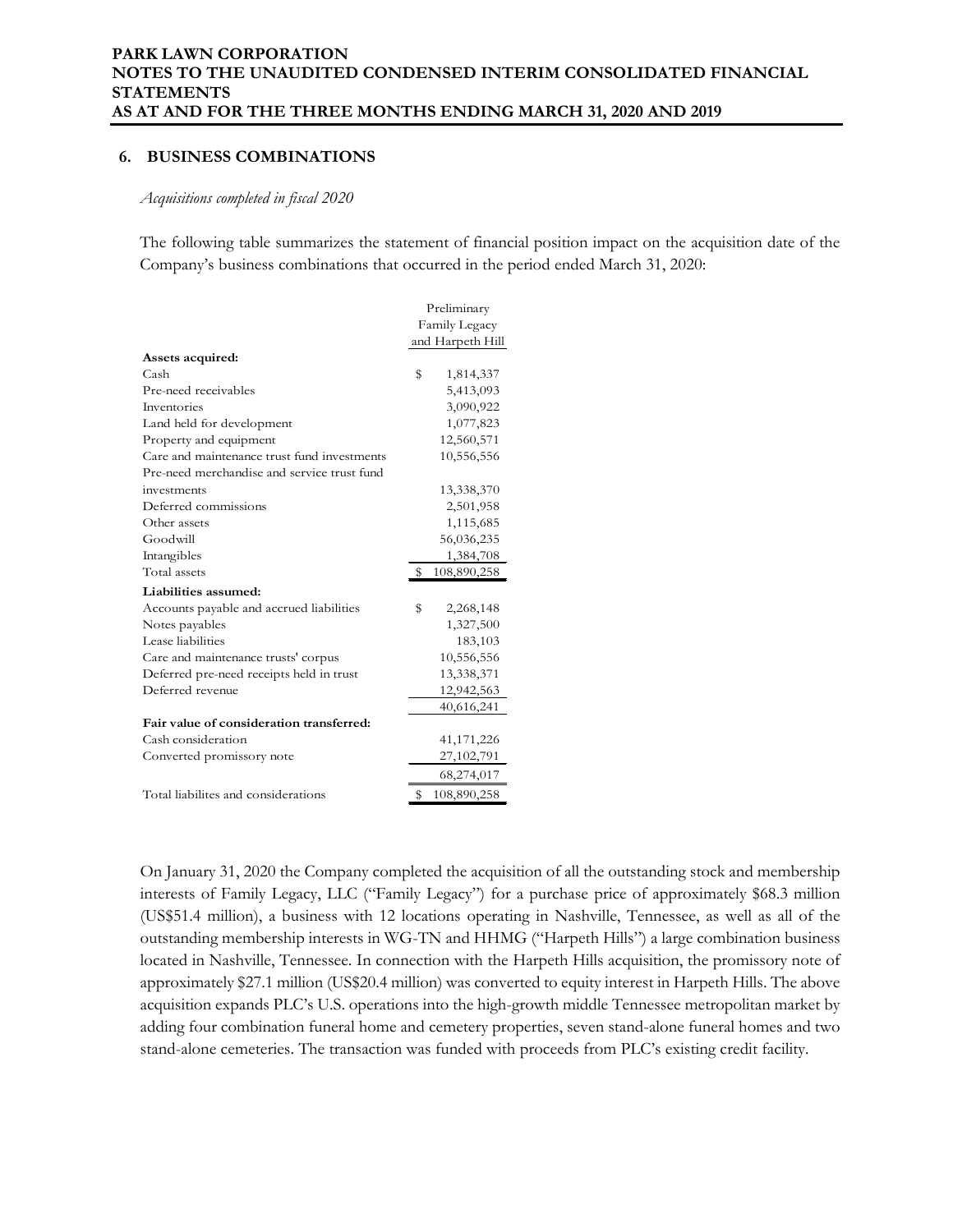## 6. BUSINESS COMBINATIONS

*Acquisitions completed in fiscal 2020*

The following table summarizes the statement of financial position impact on the acquisition date of the Company's business combinations that occurred in the period ended March 31, 2020:

| | Preliminary Family Legacy and Harpeth Hill |
|---|---|
| **Assets acquired:** | |
| Cash | $ 1,814,337 |
| Pre-need receivables | 5,413,093 |
| Inventories | 3,090,922 |
| Land held for development | 1,077,823 |
| Property and equipment | 12,560,571 |
| Care and maintenance trust fund investments | 10,556,556 |
| Pre-need merchandise and service trust fund investments | 13,338,370 |
| Deferred commissions | 2,501,958 |
| Other assets | 1,115,685 |
| Goodwill | 56,036,235 |
| Intangibles | 1,384,708 |
| Total assets | $ 108,890,258 |
| **Liabilities assumed:** | |
| Accounts payable and accrued liabilities | $ 2,268,148 |
| Notes payables | 1,327,500 |
| Lease liabilities | 183,103 |
| Care and maintenance trusts' corpus | 10,556,556 |
| Deferred pre-need receipts held in trust | 13,338,371 |
| Deferred revenue | 12,942,563 |
| | 40,616,241 |
| **Fair value of consideration transferred:** | |
| Cash consideration | 41,171,226 |
| Converted promissory note | 27,102,791 |
| | 68,274,017 |
| Total liabilites and considerations | $ 108,890,258 |

On January 31, 2020 the Company completed the acquisition of all the outstanding stock and membership interests of Family Legacy, LLC ("Family Legacy") for a purchase price of approximately $68.3 million (US$51.4 million), a business with 12 locations operating in Nashville, Tennessee, as well as all of the outstanding membership interests in WG-TN and HHMG ("Harpeth Hills") a large combination business located in Nashville, Tennessee. In connection with the Harpeth Hills acquisition, the promissory note of approximately $27.1 million (US$20.4 million) was converted to equity interest in Harpeth Hills. The above acquisition expands PLC's U.S. operations into the high-growth middle Tennessee metropolitan market by adding four combination funeral home and cemetery properties, seven stand-alone funeral homes and two stand-alone cemeteries. The transaction was funded with proceeds from PLC's existing credit facility.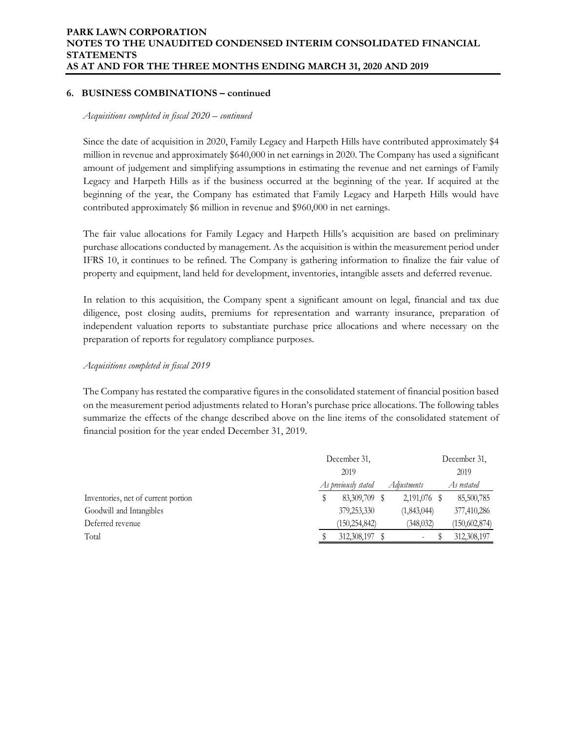## 6. BUSINESS COMBINATIONS – continued

*Acquisitions completed in fiscal 2020 – continued*

Since the date of acquisition in 2020, Family Legacy and Harpeth Hills have contributed approximately $4 million in revenue and approximately $640,000 in net earnings in 2020. The Company has used a significant amount of judgement and simplifying assumptions in estimating the revenue and net earnings of Family Legacy and Harpeth Hills as if the business occurred at the beginning of the year. If acquired at the beginning of the year, the Company has estimated that Family Legacy and Harpeth Hills would have contributed approximately $6 million in revenue and $960,000 in net earnings.

The fair value allocations for Family Legacy and Harpeth Hills's acquisition are based on preliminary purchase allocations conducted by management. As the acquisition is within the measurement period under IFRS 10, it continues to be refined. The Company is gathering information to finalize the fair value of property and equipment, land held for development, inventories, intangible assets and deferred revenue.

In relation to this acquisition, the Company spent a significant amount on legal, financial and tax due diligence, post closing audits, premiums for representation and warranty insurance, preparation of independent valuation reports to substantiate purchase price allocations and where necessary on the preparation of reports for regulatory compliance purposes.

*Acquisitions completed in fiscal 2019*

The Company has restated the comparative figures in the consolidated statement of financial position based on the measurement period adjustments related to Horan's purchase price allocations. The following tables summarize the effects of the change described above on the line items of the consolidated statement of financial position for the year ended December 31, 2019.

| | December 31, 2019 *As previously stated* | *Adjustments* | December 31, 2019 *As restated* |
|---|---|---|---|
| Inventories, net of current portion | $ 83,309,709 | $ 2,191,076 | $ 85,500,785 |
| Goodwill and Intangibles | 379,253,330 | (1,843,044) | 377,410,286 |
| Deferred revenue | (150,254,842) | (348,032) | (150,602,874) |
| Total | $ 312,308,197 | $ - | $ 312,308,197 |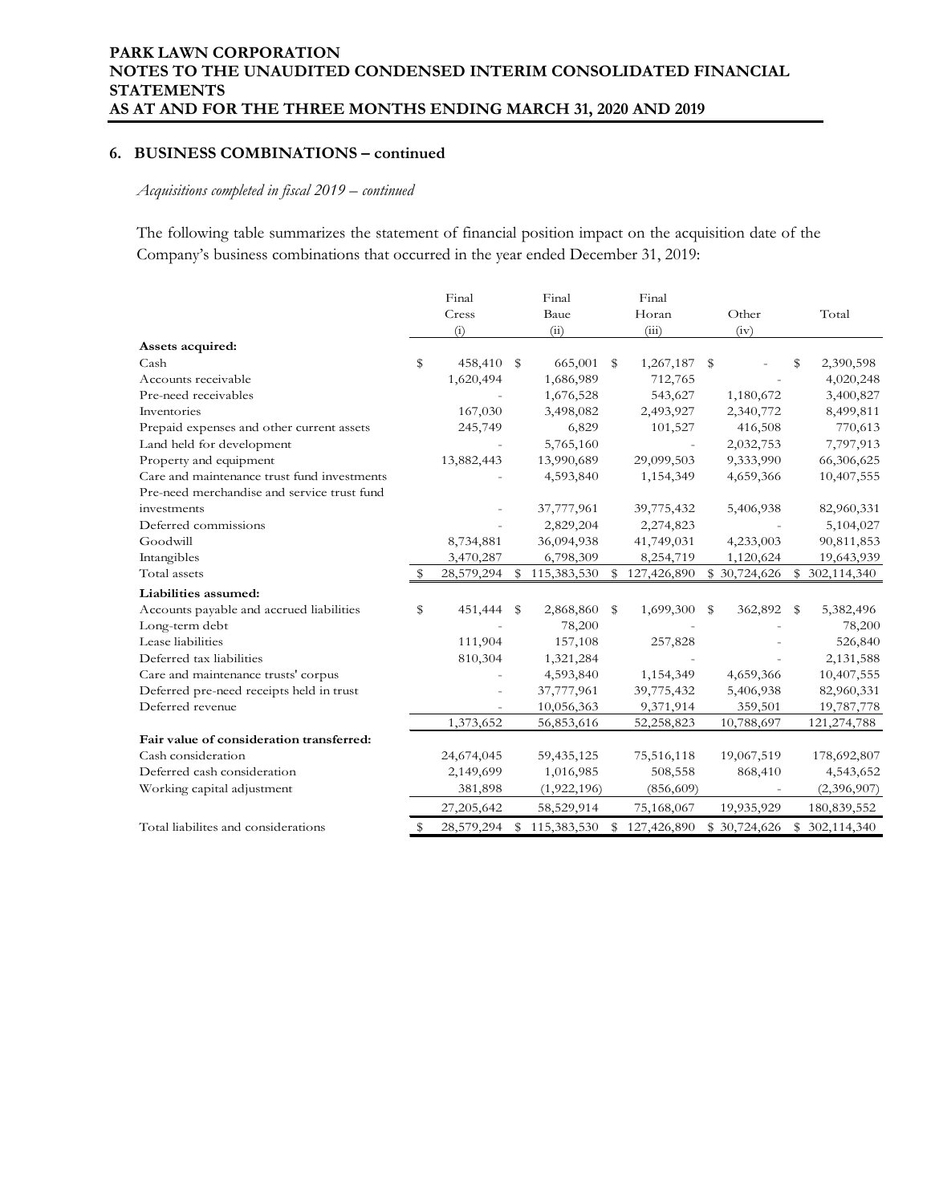## 6. BUSINESS COMBINATIONS – continued

*Acquisitions completed in fiscal 2019 – continued*

The following table summarizes the statement of financial position impact on the acquisition date of the Company's business combinations that occurred in the year ended December 31, 2019:

| | Final Cress (i) | Final Baue (ii) | Final Horan (iii) | Other (iv) | Total |
|---|---|---|---|---|---|
| **Assets acquired:** | | | | | |
| Cash | $ 458,410 | $ 665,001 | $ 1,267,187 | $ - | $ 2,390,598 |
| Accounts receivable | 1,620,494 | 1,686,989 | 712,765 | - | 4,020,248 |
| Pre-need receivables | - | 1,676,528 | 543,627 | 1,180,672 | 3,400,827 |
| Inventories | 167,030 | 3,498,082 | 2,493,927 | 2,340,772 | 8,499,811 |
| Prepaid expenses and other current assets | 245,749 | 6,829 | 101,527 | 416,508 | 770,613 |
| Land held for development | - | 5,765,160 | - | 2,032,753 | 7,797,913 |
| Property and equipment | 13,882,443 | 13,990,689 | 29,099,503 | 9,333,990 | 66,306,625 |
| Care and maintenance trust fund investments | - | 4,593,840 | 1,154,349 | 4,659,366 | 10,407,555 |
| Pre-need merchandise and service trust fund investments | - | 37,777,961 | 39,775,432 | 5,406,938 | 82,960,331 |
| Deferred commissions | - | 2,829,204 | 2,274,823 | - | 5,104,027 |
| Goodwill | 8,734,881 | 36,094,938 | 41,749,031 | 4,233,003 | 90,811,853 |
| Intangibles | 3,470,287 | 6,798,309 | 8,254,719 | 1,120,624 | 19,643,939 |
| Total assets | $ 28,579,294 | $ 115,383,530 | $ 127,426,890 | $ 30,724,626 | $ 302,114,340 |
| **Liabilities assumed:** | | | | | |
| Accounts payable and accrued liabilities | $ 451,444 | $ 2,868,860 | $ 1,699,300 | $ 362,892 | $ 5,382,496 |
| Long-term debt | - | 78,200 | - | - | 78,200 |
| Lease liabilities | 111,904 | 157,108 | 257,828 | - | 526,840 |
| Deferred tax liabilities | 810,304 | 1,321,284 | - | - | 2,131,588 |
| Care and maintenance trusts' corpus | - | 4,593,840 | 1,154,349 | 4,659,366 | 10,407,555 |
| Deferred pre-need receipts held in trust | - | 37,777,961 | 39,775,432 | 5,406,938 | 82,960,331 |
| Deferred revenue | - | 10,056,363 | 9,371,914 | 359,501 | 19,787,778 |
| | 1,373,652 | 56,853,616 | 52,258,823 | 10,788,697 | 121,274,788 |
| **Fair value of consideration transferred:** | | | | | |
| Cash consideration | 24,674,045 | 59,435,125 | 75,516,118 | 19,067,519 | 178,692,807 |
| Deferred cash consideration | 2,149,699 | 1,016,985 | 508,558 | 868,410 | 4,543,652 |
| Working capital adjustment | 381,898 | (1,922,196) | (856,609) | - | (2,396,907) |
| | 27,205,642 | 58,529,914 | 75,168,067 | 19,935,929 | 180,839,552 |
| Total liabilites and considerations | $ 28,579,294 | $ 115,383,530 | $ 127,426,890 | $ 30,724,626 | $ 302,114,340 |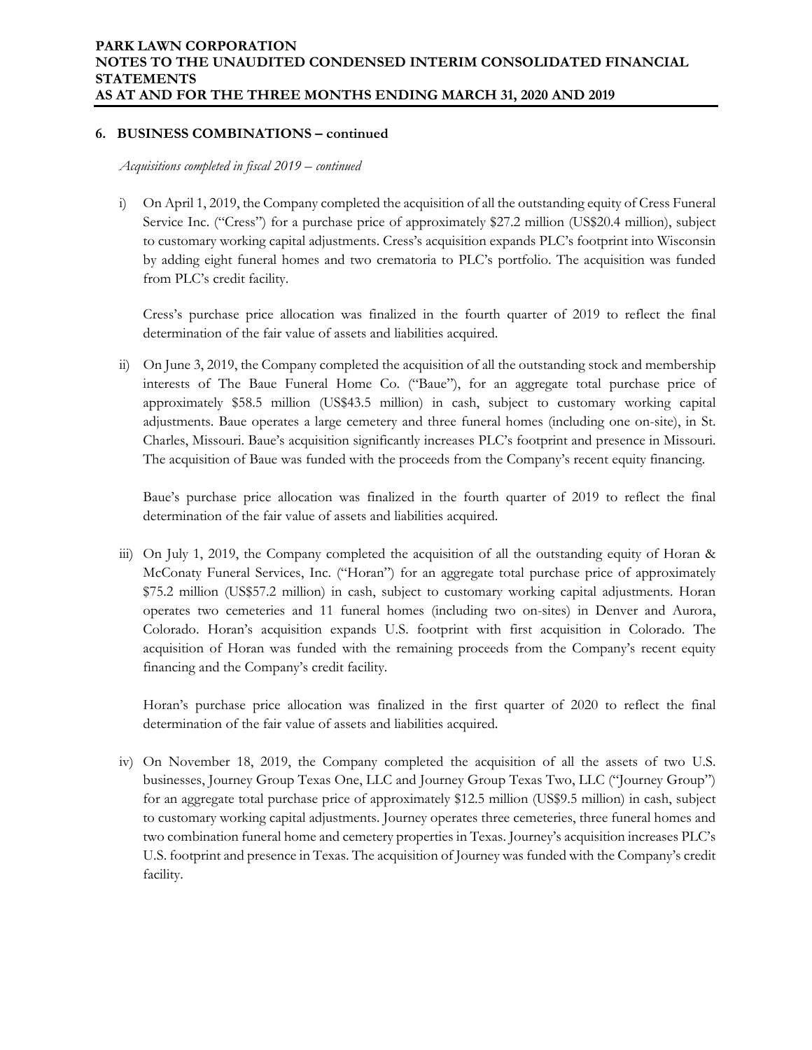## 6. BUSINESS COMBINATIONS – continued

*Acquisitions completed in fiscal 2019 – continued*

i) On April 1, 2019, the Company completed the acquisition of all the outstanding equity of Cress Funeral Service Inc. ("Cress") for a purchase price of approximately $27.2 million (US$20.4 million), subject to customary working capital adjustments. Cress's acquisition expands PLC's footprint into Wisconsin by adding eight funeral homes and two crematoria to PLC's portfolio. The acquisition was funded from PLC's credit facility.

   Cress's purchase price allocation was finalized in the fourth quarter of 2019 to reflect the final determination of the fair value of assets and liabilities acquired.

ii) On June 3, 2019, the Company completed the acquisition of all the outstanding stock and membership interests of The Baue Funeral Home Co. ("Baue"), for an aggregate total purchase price of approximately $58.5 million (US$43.5 million) in cash, subject to customary working capital adjustments. Baue operates a large cemetery and three funeral homes (including one on-site), in St. Charles, Missouri. Baue's acquisition significantly increases PLC's footprint and presence in Missouri. The acquisition of Baue was funded with the proceeds from the Company's recent equity financing.

   Baue's purchase price allocation was finalized in the fourth quarter of 2019 to reflect the final determination of the fair value of assets and liabilities acquired.

iii) On July 1, 2019, the Company completed the acquisition of all the outstanding equity of Horan & McConaty Funeral Services, Inc. ("Horan") for an aggregate total purchase price of approximately $75.2 million (US$57.2 million) in cash, subject to customary working capital adjustments. Horan operates two cemeteries and 11 funeral homes (including two on-sites) in Denver and Aurora, Colorado. Horan's acquisition expands U.S. footprint with first acquisition in Colorado. The acquisition of Horan was funded with the remaining proceeds from the Company's recent equity financing and the Company's credit facility.

   Horan's purchase price allocation was finalized in the first quarter of 2020 to reflect the final determination of the fair value of assets and liabilities acquired.

iv) On November 18, 2019, the Company completed the acquisition of all the assets of two U.S. businesses, Journey Group Texas One, LLC and Journey Group Texas Two, LLC ("Journey Group") for an aggregate total purchase price of approximately $12.5 million (US$9.5 million) in cash, subject to customary working capital adjustments. Journey operates three cemeteries, three funeral homes and two combination funeral home and cemetery properties in Texas. Journey's acquisition increases PLC's U.S. footprint and presence in Texas. The acquisition of Journey was funded with the Company's credit facility.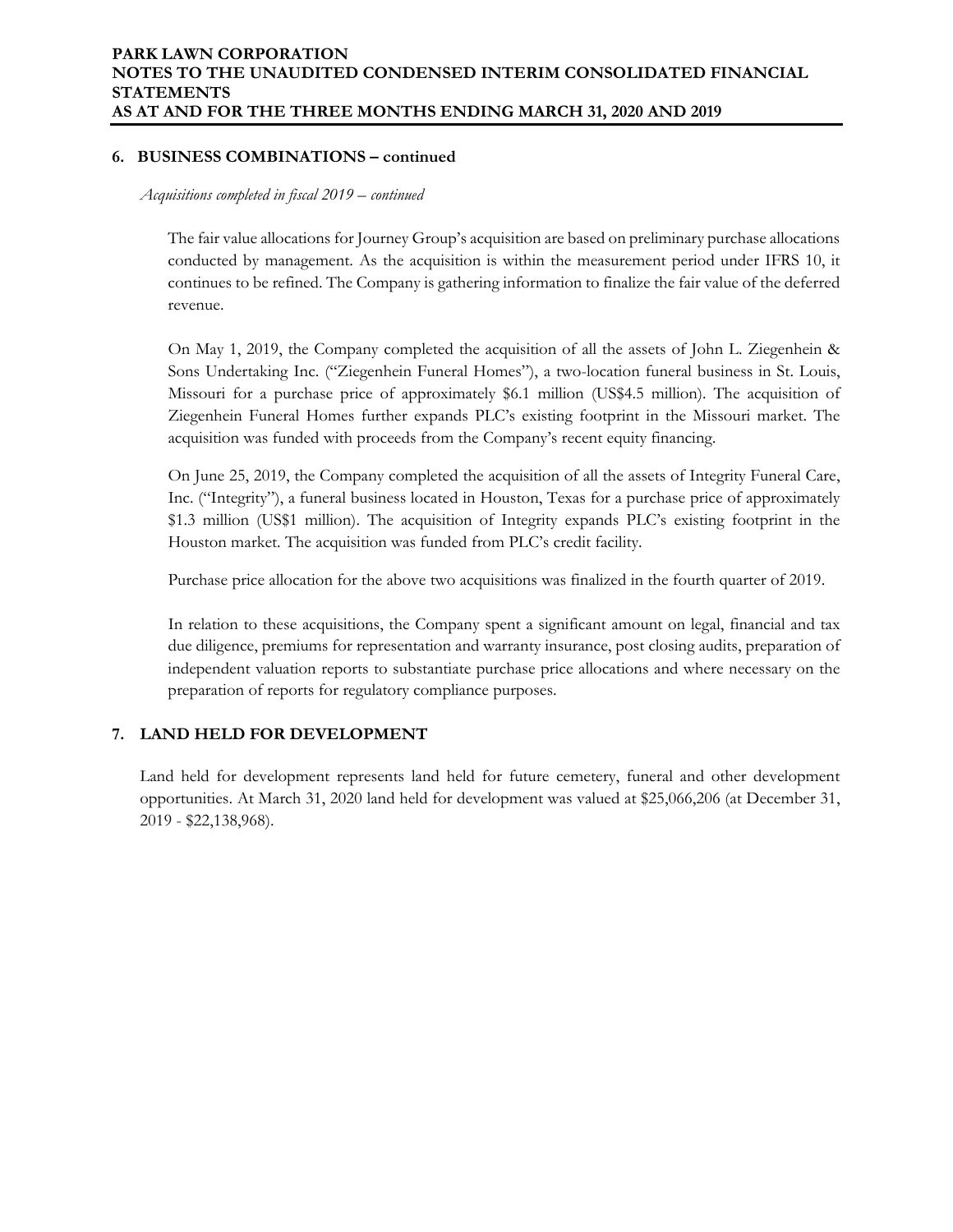## 6. BUSINESS COMBINATIONS – continued

*Acquisitions completed in fiscal 2019 – continued*

The fair value allocations for Journey Group's acquisition are based on preliminary purchase allocations conducted by management. As the acquisition is within the measurement period under IFRS 10, it continues to be refined. The Company is gathering information to finalize the fair value of the deferred revenue.

On May 1, 2019, the Company completed the acquisition of all the assets of John L. Ziegenhein & Sons Undertaking Inc. ("Ziegenhein Funeral Homes"), a two-location funeral business in St. Louis, Missouri for a purchase price of approximately $6.1 million (US$4.5 million). The acquisition of Ziegenhein Funeral Homes further expands PLC's existing footprint in the Missouri market. The acquisition was funded with proceeds from the Company's recent equity financing.

On June 25, 2019, the Company completed the acquisition of all the assets of Integrity Funeral Care, Inc. ("Integrity"), a funeral business located in Houston, Texas for a purchase price of approximately $1.3 million (US$1 million). The acquisition of Integrity expands PLC's existing footprint in the Houston market. The acquisition was funded from PLC's credit facility.

Purchase price allocation for the above two acquisitions was finalized in the fourth quarter of 2019.

In relation to these acquisitions, the Company spent a significant amount on legal, financial and tax due diligence, premiums for representation and warranty insurance, post closing audits, preparation of independent valuation reports to substantiate purchase price allocations and where necessary on the preparation of reports for regulatory compliance purposes.

## 7. LAND HELD FOR DEVELOPMENT

Land held for development represents land held for future cemetery, funeral and other development opportunities. At March 31, 2020 land held for development was valued at $25,066,206 (at December 31, 2019 - $22,138,968).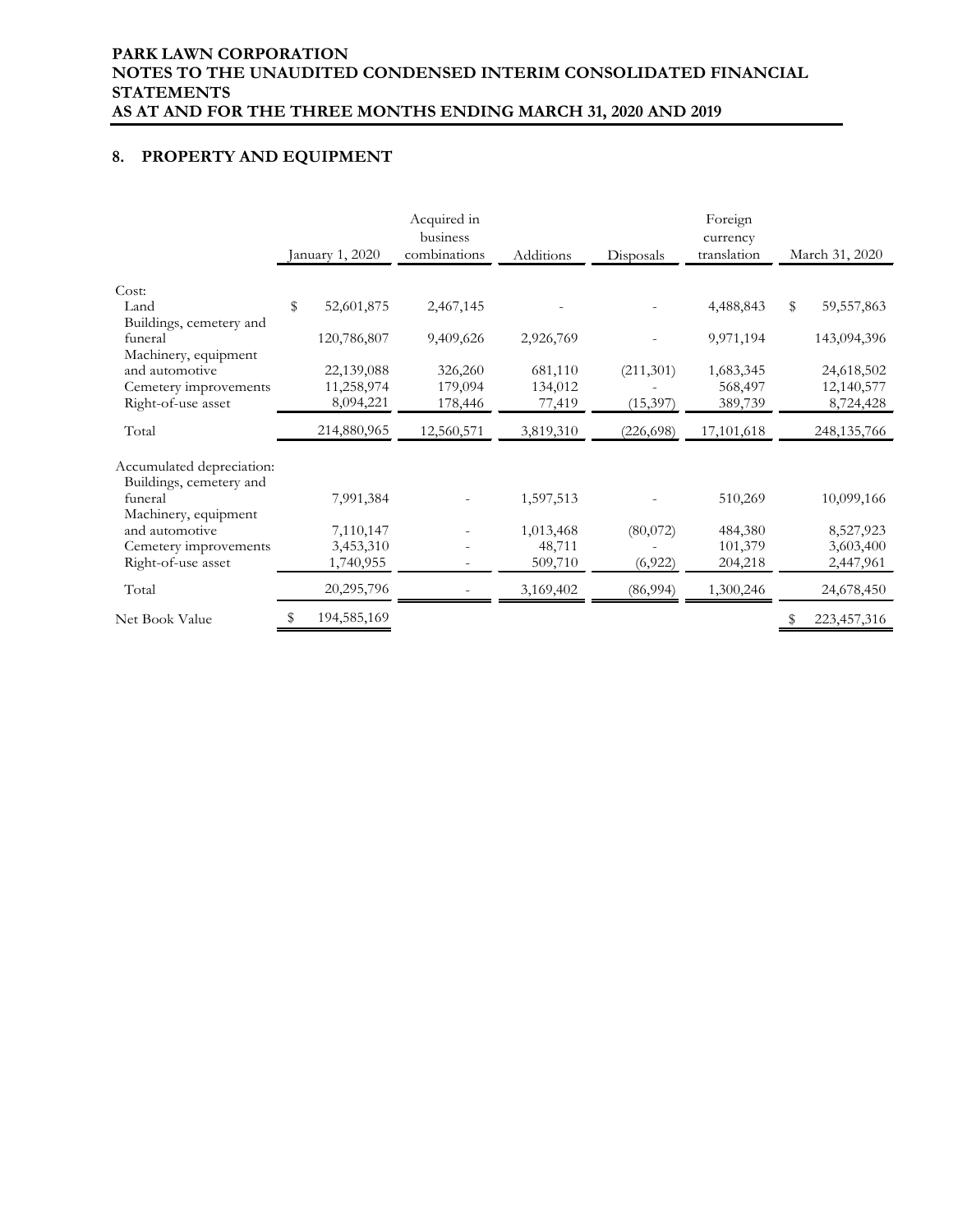## 8. PROPERTY AND EQUIPMENT

| | January 1, 2020 | Acquired in business combinations | Additions | Disposals | Foreign currency translation | March 31, 2020 |
|---|---|---|---|---|---|---|
| Cost: | | | | | | |
| Land | $ 52,601,875 | 2,467,145 | - | - | 4,488,843 | $ 59,557,863 |
| Buildings, cemetery and funeral | 120,786,807 | 9,409,626 | 2,926,769 | - | 9,971,194 | 143,094,396 |
| Machinery, equipment and automotive | 22,139,088 | 326,260 | 681,110 | (211,301) | 1,683,345 | 24,618,502 |
| Cemetery improvements | 11,258,974 | 179,094 | 134,012 | - | 568,497 | 12,140,577 |
| Right-of-use asset | 8,094,221 | 178,446 | 77,419 | (15,397) | 389,739 | 8,724,428 |
| Total | 214,880,965 | 12,560,571 | 3,819,310 | (226,698) | 17,101,618 | 248,135,766 |
| Accumulated depreciation: | | | | | | |
| Buildings, cemetery and funeral | 7,991,384 | - | 1,597,513 | - | 510,269 | 10,099,166 |
| Machinery, equipment and automotive | 7,110,147 | - | 1,013,468 | (80,072) | 484,380 | 8,527,923 |
| Cemetery improvements | 3,453,310 | - | 48,711 | - | 101,379 | 3,603,400 |
| Right-of-use asset | 1,740,955 | - | 509,710 | (6,922) | 204,218 | 2,447,961 |
| Total | 20,295,796 | - | 3,169,402 | (86,994) | 1,300,246 | 24,678,450 |
| Net Book Value | $ 194,585,169 | | | | | $ 223,457,316 |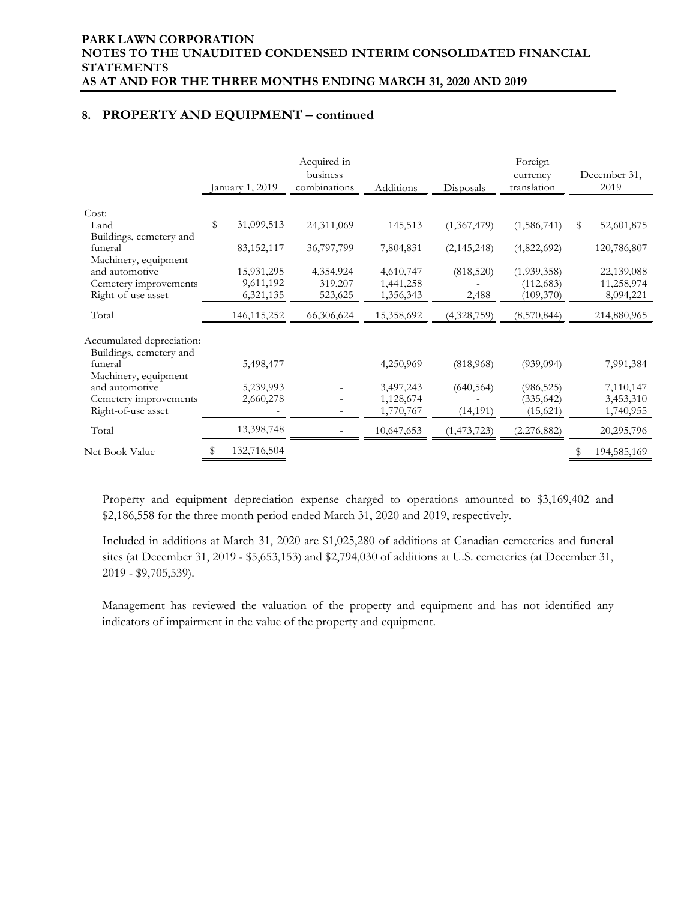## 8. PROPERTY AND EQUIPMENT – continued

| | January 1, 2019 | Acquired in business combinations | Additions | Disposals | Foreign currency translation | December 31, 2019 |
|---|---|---|---|---|---|---|
| Cost: | | | | | | |
| Land | $ 31,099,513 | 24,311,069 | 145,513 | (1,367,479) | (1,586,741) | $ 52,601,875 |
| Buildings, cemetery and funeral | 83,152,117 | 36,797,799 | 7,804,831 | (2,145,248) | (4,822,692) | 120,786,807 |
| Machinery, equipment and automotive | 15,931,295 | 4,354,924 | 4,610,747 | (818,520) | (1,939,358) | 22,139,088 |
| Cemetery improvements | 9,611,192 | 319,207 | 1,441,258 | - | (112,683) | 11,258,974 |
| Right-of-use asset | 6,321,135 | 523,625 | 1,356,343 | 2,488 | (109,370) | 8,094,221 |
| Total | 146,115,252 | 66,306,624 | 15,358,692 | (4,328,759) | (8,570,844) | 214,880,965 |
| Accumulated depreciation: | | | | | | |
| Buildings, cemetery and funeral | 5,498,477 | - | 4,250,969 | (818,968) | (939,094) | 7,991,384 |
| Machinery, equipment and automotive | 5,239,993 | - | 3,497,243 | (640,564) | (986,525) | 7,110,147 |
| Cemetery improvements | 2,660,278 | - | 1,128,674 | - | (335,642) | 3,453,310 |
| Right-of-use asset | - | - | 1,770,767 | (14,191) | (15,621) | 1,740,955 |
| Total | 13,398,748 | - | 10,647,653 | (1,473,723) | (2,276,882) | 20,295,796 |
| Net Book Value | $ 132,716,504 | | | | | $ 194,585,169 |

Property and equipment depreciation expense charged to operations amounted to $3,169,402 and $2,186,558 for the three month period ended March 31, 2020 and 2019, respectively.

Included in additions at March 31, 2020 are $1,025,280 of additions at Canadian cemeteries and funeral sites (at December 31, 2019 - $5,653,153) and $2,794,030 of additions at U.S. cemeteries (at December 31, 2019 - $9,705,539).

Management has reviewed the valuation of the property and equipment and has not identified any indicators of impairment in the value of the property and equipment.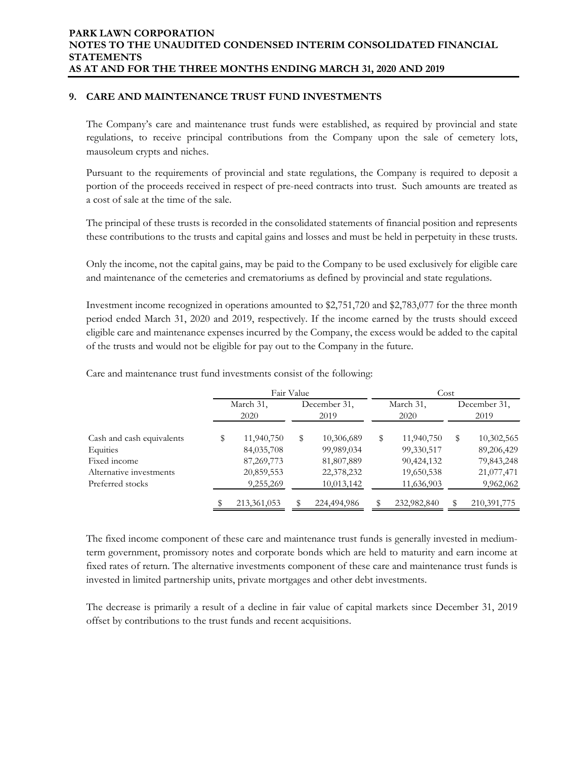## 9. CARE AND MAINTENANCE TRUST FUND INVESTMENTS

The Company's care and maintenance trust funds were established, as required by provincial and state regulations, to receive principal contributions from the Company upon the sale of cemetery lots, mausoleum crypts and niches.

Pursuant to the requirements of provincial and state regulations, the Company is required to deposit a portion of the proceeds received in respect of pre-need contracts into trust. Such amounts are treated as a cost of sale at the time of the sale.

The principal of these trusts is recorded in the consolidated statements of financial position and represents these contributions to the trusts and capital gains and losses and must be held in perpetuity in these trusts.

Only the income, not the capital gains, may be paid to the Company to be used exclusively for eligible care and maintenance of the cemeteries and crematoriums as defined by provincial and state regulations.

Investment income recognized in operations amounted to $2,751,720 and $2,783,077 for the three month period ended March 31, 2020 and 2019, respectively. If the income earned by the trusts should exceed eligible care and maintenance expenses incurred by the Company, the excess would be added to the capital of the trusts and would not be eligible for pay out to the Company in the future.

Care and maintenance trust fund investments consist of the following:

| | Fair Value | | Cost | |
|---|---|---|---|---|
| | March 31, 2020 | December 31, 2019 | March 31, 2020 | December 31, 2019 |
| Cash and cash equivalents | $ 11,940,750 | $ 10,306,689 | $ 11,940,750 | $ 10,302,565 |
| Equities | 84,035,708 | 99,989,034 | 99,330,517 | 89,206,429 |
| Fixed income | 87,269,773 | 81,807,889 | 90,424,132 | 79,843,248 |
| Alternative investments | 20,859,553 | 22,378,232 | 19,650,538 | 21,077,471 |
| Preferred stocks | 9,255,269 | 10,013,142 | 11,636,903 | 9,962,062 |
| | $ 213,361,053 | $ 224,494,986 | $ 232,982,840 | $ 210,391,775 |

The fixed income component of these care and maintenance trust funds is generally invested in medium-term government, promissory notes and corporate bonds which are held to maturity and earn income at fixed rates of return. The alternative investments component of these care and maintenance trust funds is invested in limited partnership units, private mortgages and other debt investments.

The decrease is primarily a result of a decline in fair value of capital markets since December 31, 2019 offset by contributions to the trust funds and recent acquisitions.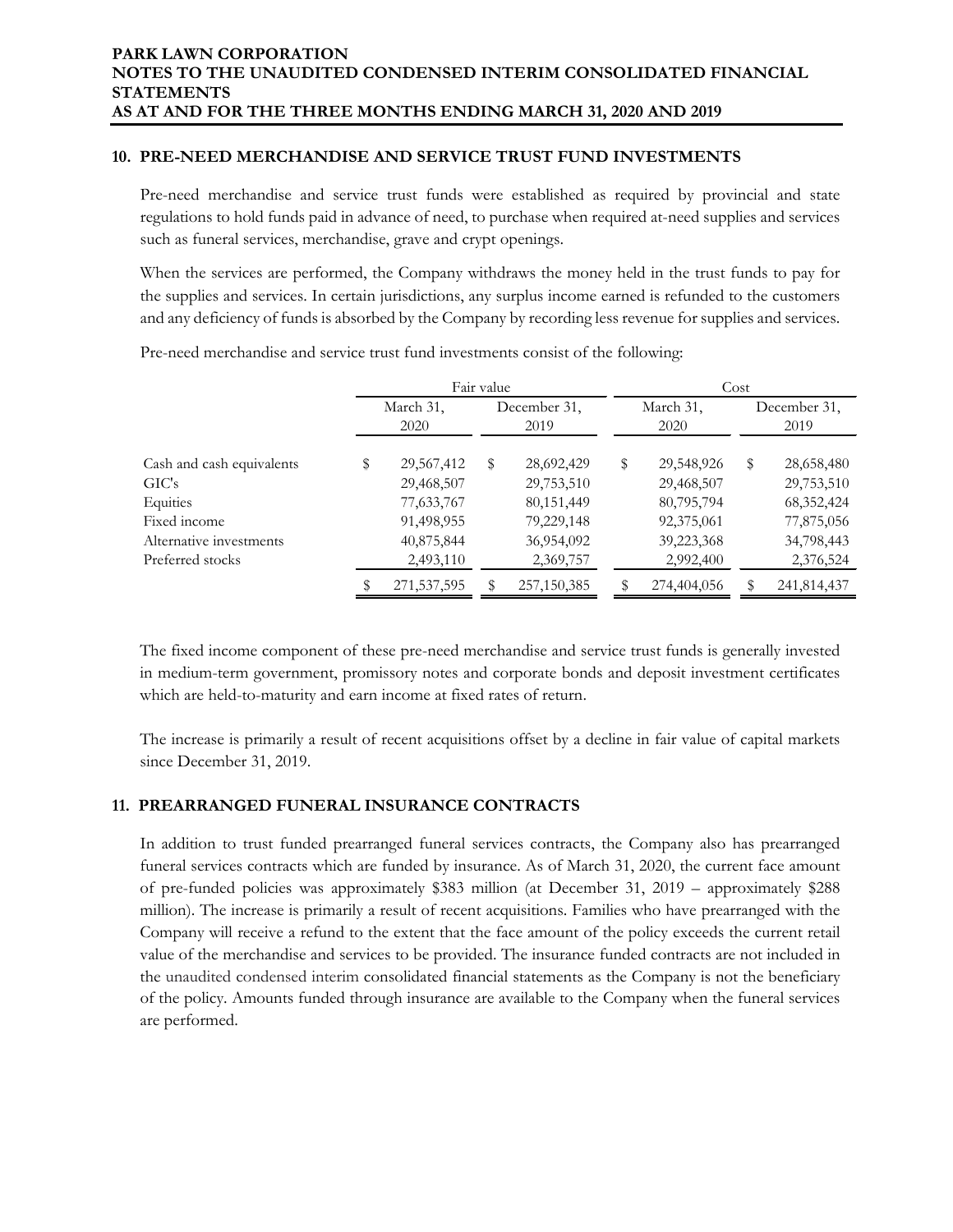## 10. PRE-NEED MERCHANDISE AND SERVICE TRUST FUND INVESTMENTS

Pre-need merchandise and service trust funds were established as required by provincial and state regulations to hold funds paid in advance of need, to purchase when required at-need supplies and services such as funeral services, merchandise, grave and crypt openings.

When the services are performed, the Company withdraws the money held in the trust funds to pay for the supplies and services. In certain jurisdictions, any surplus income earned is refunded to the customers and any deficiency of funds is absorbed by the Company by recording less revenue for supplies and services.

Pre-need merchandise and service trust fund investments consist of the following:

| | Fair value | | Cost | |
|---|---|---|---|---|
| | March 31, 2020 | December 31, 2019 | March 31, 2020 | December 31, 2019 |
| Cash and cash equivalents | $ 29,567,412 | $ 28,692,429 | $ 29,548,926 | $ 28,658,480 |
| GIC's | 29,468,507 | 29,753,510 | 29,468,507 | 29,753,510 |
| Equities | 77,633,767 | 80,151,449 | 80,795,794 | 68,352,424 |
| Fixed income | 91,498,955 | 79,229,148 | 92,375,061 | 77,875,056 |
| Alternative investments | 40,875,844 | 36,954,092 | 39,223,368 | 34,798,443 |
| Preferred stocks | 2,493,110 | 2,369,757 | 2,992,400 | 2,376,524 |
| | $ 271,537,595 | $ 257,150,385 | $ 274,404,056 | $ 241,814,437 |

The fixed income component of these pre-need merchandise and service trust funds is generally invested in medium-term government, promissory notes and corporate bonds and deposit investment certificates which are held-to-maturity and earn income at fixed rates of return.

The increase is primarily a result of recent acquisitions offset by a decline in fair value of capital markets since December 31, 2019.

## 11. PREARRANGED FUNERAL INSURANCE CONTRACTS

In addition to trust funded prearranged funeral services contracts, the Company also has prearranged funeral services contracts which are funded by insurance. As of March 31, 2020, the current face amount of pre-funded policies was approximately $383 million (at December 31, 2019 – approximately $288 million). The increase is primarily a result of recent acquisitions. Families who have prearranged with the Company will receive a refund to the extent that the face amount of the policy exceeds the current retail value of the merchandise and services to be provided. The insurance funded contracts are not included in the unaudited condensed interim consolidated financial statements as the Company is not the beneficiary of the policy. Amounts funded through insurance are available to the Company when the funeral services are performed.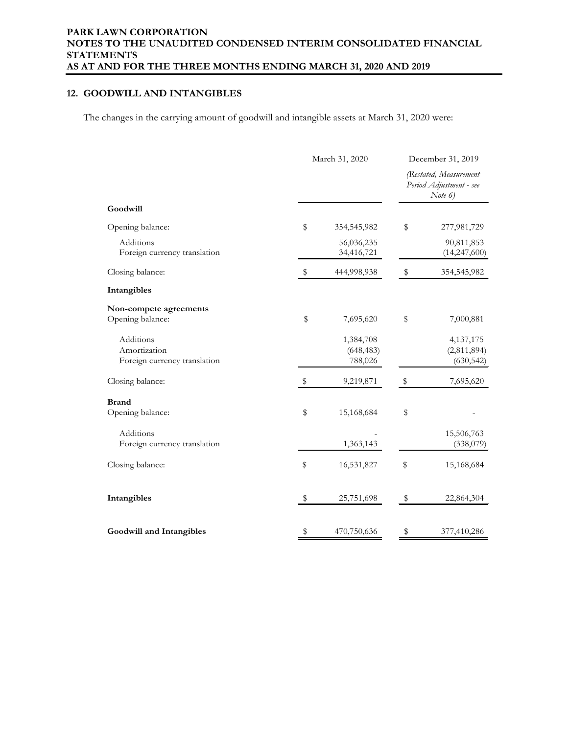## 12. GOODWILL AND INTANGIBLES

The changes in the carrying amount of goodwill and intangible assets at March 31, 2020 were:

| | March 31, 2020 | December 31, 2019 *(Restated, Measurement Period Adjustment - see Note 6)* |
|---|---|---|
| **Goodwill** | | |
| Opening balance: | $ 354,545,982 | $ 277,981,729 |
| Additions | 56,036,235 | 90,811,853 |
| Foreign currency translation | 34,416,721 | (14,247,600) |
| Closing balance: | $ 444,998,938 | $ 354,545,982 |
| **Intangibles** | | |
| **Non-compete agreements** | | |
| Opening balance: | $ 7,695,620 | $ 7,000,881 |
| Additions | 1,384,708 | 4,137,175 |
| Amortization | (648,483) | (2,811,894) |
| Foreign currency translation | 788,026 | (630,542) |
| Closing balance: | $ 9,219,871 | $ 7,695,620 |
| **Brand** | | |
| Opening balance: | $ 15,168,684 | $ - |
| Additions | - | 15,506,763 |
| Foreign currency translation | 1,363,143 | (338,079) |
| Closing balance: | $ 16,531,827 | $ 15,168,684 |
| **Intangibles** | $ 25,751,698 | $ 22,864,304 |
| **Goodwill and Intangibles** | $ 470,750,636 | $ 377,410,286 |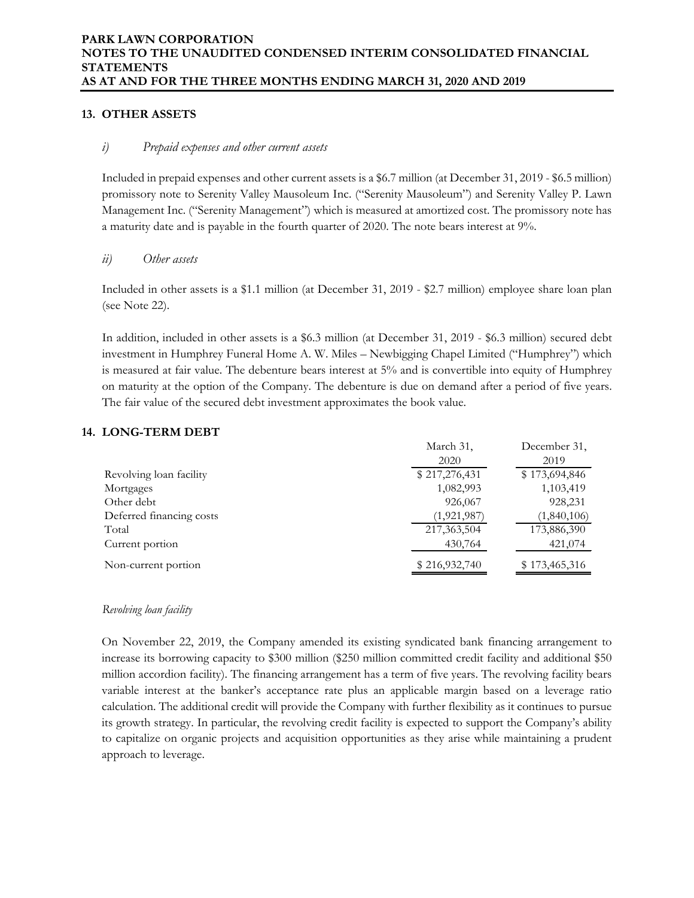## 13. OTHER ASSETS

### *i) Prepaid expenses and other current assets*

Included in prepaid expenses and other current assets is a $6.7 million (at December 31, 2019 - $6.5 million) promissory note to Serenity Valley Mausoleum Inc. ("Serenity Mausoleum") and Serenity Valley P. Lawn Management Inc. ("Serenity Management") which is measured at amortized cost. The promissory note has a maturity date and is payable in the fourth quarter of 2020. The note bears interest at 9%.

### *ii) Other assets*

Included in other assets is a $1.1 million (at December 31, 2019 - $2.7 million) employee share loan plan (see Note 22).

In addition, included in other assets is a $6.3 million (at December 31, 2019 - $6.3 million) secured debt investment in Humphrey Funeral Home A. W. Miles – Newbigging Chapel Limited ("Humphrey") which is measured at fair value. The debenture bears interest at 5% and is convertible into equity of Humphrey on maturity at the option of the Company. The debenture is due on demand after a period of five years. The fair value of the secured debt investment approximates the book value.

## 14. LONG-TERM DEBT

| | March 31, 2020 | December 31, 2019 |
|---|---|---|
| Revolving loan facility | $ 217,276,431 | $ 173,694,846 |
| Mortgages | 1,082,993 | 1,103,419 |
| Other debt | 926,067 | 928,231 |
| Deferred financing costs | (1,921,987) | (1,840,106) |
| Total | 217,363,504 | 173,886,390 |
| Current portion | 430,764 | 421,074 |
| Non-current portion | $ 216,932,740 | $ 173,465,316 |

*Revolving loan facility*

On November 22, 2019, the Company amended its existing syndicated bank financing arrangement to increase its borrowing capacity to $300 million ($250 million committed credit facility and additional $50 million accordion facility). The financing arrangement has a term of five years. The revolving facility bears variable interest at the banker's acceptance rate plus an applicable margin based on a leverage ratio calculation. The additional credit will provide the Company with further flexibility as it continues to pursue its growth strategy. In particular, the revolving credit facility is expected to support the Company's ability to capitalize on organic projects and acquisition opportunities as they arise while maintaining a prudent approach to leverage.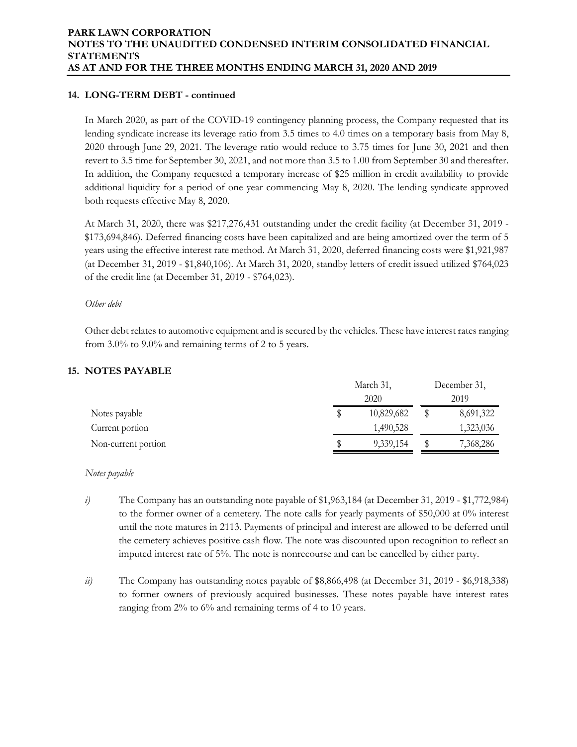## 14. LONG-TERM DEBT - continued

In March 2020, as part of the COVID-19 contingency planning process, the Company requested that its lending syndicate increase its leverage ratio from 3.5 times to 4.0 times on a temporary basis from May 8, 2020 through June 29, 2021. The leverage ratio would reduce to 3.75 times for June 30, 2021 and then revert to 3.5 time for September 30, 2021, and not more than 3.5 to 1.00 from September 30 and thereafter. In addition, the Company requested a temporary increase of $25 million in credit availability to provide additional liquidity for a period of one year commencing May 8, 2020. The lending syndicate approved both requests effective May 8, 2020.

At March 31, 2020, there was $217,276,431 outstanding under the credit facility (at December 31, 2019 - $173,694,846). Deferred financing costs have been capitalized and are being amortized over the term of 5 years using the effective interest rate method. At March 31, 2020, deferred financing costs were $1,921,987 (at December 31, 2019 - $1,840,106). At March 31, 2020, standby letters of credit issued utilized $764,023 of the credit line (at December 31, 2019 - $764,023).

*Other debt*

Other debt relates to automotive equipment and is secured by the vehicles. These have interest rates ranging from 3.0% to 9.0% and remaining terms of 2 to 5 years.

## 15. NOTES PAYABLE

| | March 31, 2020 | December 31, 2019 |
|---|---|---|
| Notes payable | $ 10,829,682 | $ 8,691,322 |
| Current portion | 1,490,528 | 1,323,036 |
| Non-current portion | $ 9,339,154 | $ 7,368,286 |

*Notes payable*

*i)* The Company has an outstanding note payable of $1,963,184 (at December 31, 2019 - $1,772,984) to the former owner of a cemetery. The note calls for yearly payments of $50,000 at 0% interest until the note matures in 2113. Payments of principal and interest are allowed to be deferred until the cemetery achieves positive cash flow. The note was discounted upon recognition to reflect an imputed interest rate of 5%. The note is nonrecourse and can be cancelled by either party.

*ii)* The Company has outstanding notes payable of $8,866,498 (at December 31, 2019 - $6,918,338) to former owners of previously acquired businesses. These notes payable have interest rates ranging from 2% to 6% and remaining terms of 4 to 10 years.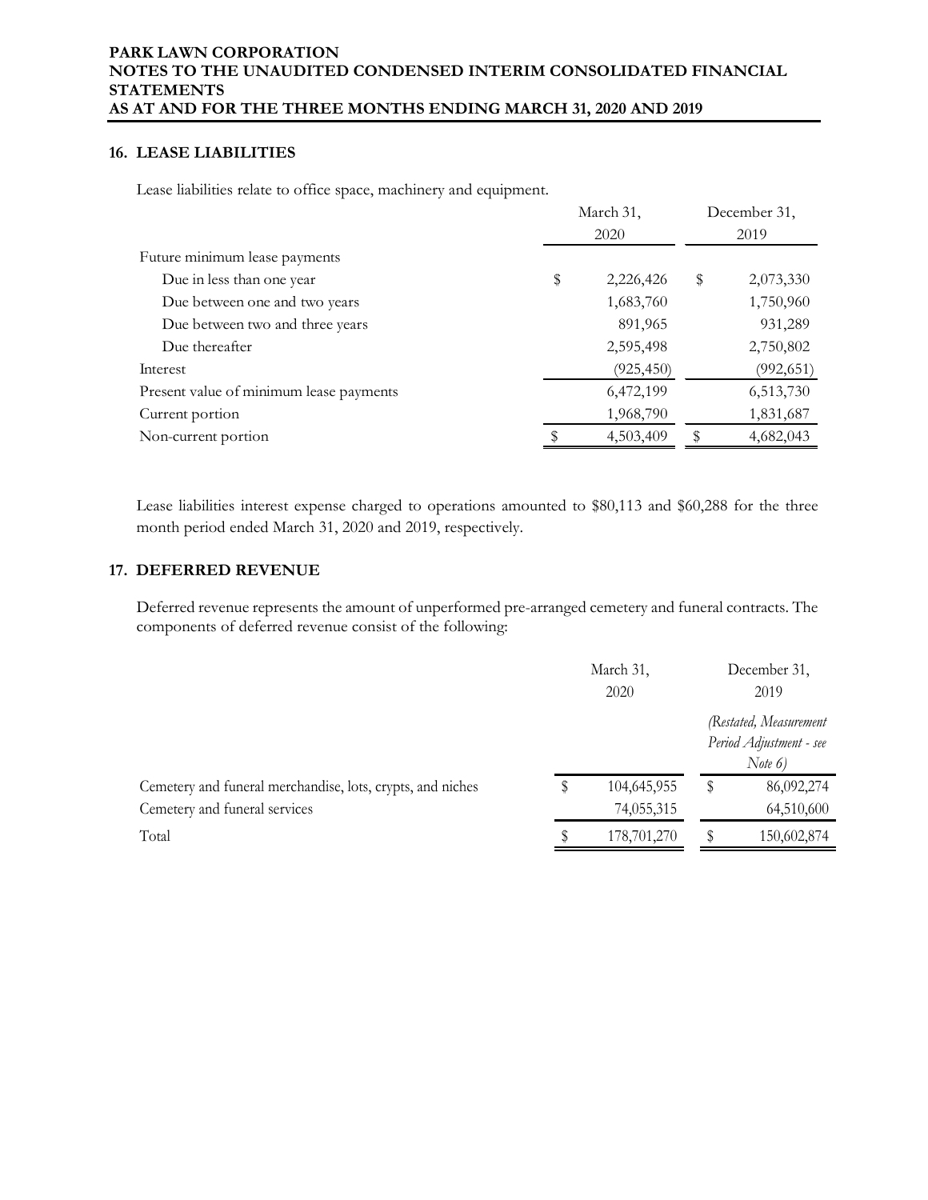**PARK LAWN CORPORATION**
**NOTES TO THE UNAUDITED CONDENSED INTERIM CONSOLIDATED FINANCIAL STATEMENTS**
**AS AT AND FOR THE THREE MONTHS ENDING MARCH 31, 2020 AND 2019**

## 16. LEASE LIABILITIES

Lease liabilities relate to office space, machinery and equipment.

| | March 31, 2020 | December 31, 2019 |
|---|---|---|
| Future minimum lease payments | | |
| Due in less than one year | $ 2,226,426 | $ 2,073,330 |
| Due between one and two years | 1,683,760 | 1,750,960 |
| Due between two and three years | 891,965 | 931,289 |
| Due thereafter | 2,595,498 | 2,750,802 |
| Interest | (925,450) | (992,651) |
| Present value of minimum lease payments | 6,472,199 | 6,513,730 |
| Current portion | 1,968,790 | 1,831,687 |
| Non-current portion | $ 4,503,409 | $ 4,682,043 |

Lease liabilities interest expense charged to operations amounted to $80,113 and $60,288 for the three month period ended March 31, 2020 and 2019, respectively.

## 17. DEFERRED REVENUE

Deferred revenue represents the amount of unperformed pre-arranged cemetery and funeral contracts. The components of deferred revenue consist of the following:

| | March 31, 2020 | December 31, 2019 *(Restated, Measurement Period Adjustment - see Note 6)* |
|---|---|---|
| Cemetery and funeral merchandise, lots, crypts, and niches | $ 104,645,955 | $ 86,092,274 |
| Cemetery and funeral services | 74,055,315 | 64,510,600 |
| Total | $ 178,701,270 | $ 150,602,874 |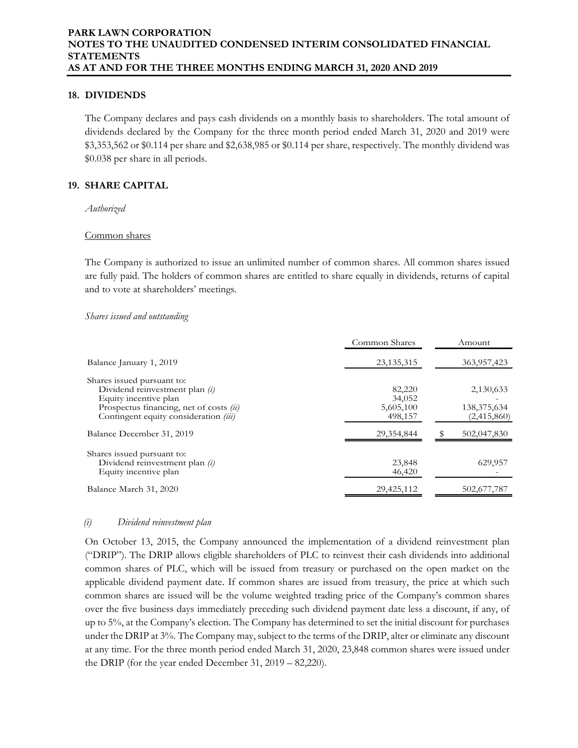## 18. DIVIDENDS

The Company declares and pays cash dividends on a monthly basis to shareholders. The total amount of dividends declared by the Company for the three month period ended March 31, 2020 and 2019 were $3,353,562 or $0.114 per share and $2,638,985 or $0.114 per share, respectively. The monthly dividend was $0.038 per share in all periods.

## 19. SHARE CAPITAL

*Authorized*

Common shares

The Company is authorized to issue an unlimited number of common shares. All common shares issued are fully paid. The holders of common shares are entitled to share equally in dividends, returns of capital and to vote at shareholders' meetings.

*Shares issued and outstanding*

| | Common Shares | Amount |
|---|---|---|
| Balance January 1, 2019 | 23,135,315 | 363,957,423 |
| Shares issued pursuant to: | | |
| Dividend reinvestment plan *(i)* | 82,220 | 2,130,633 |
| Equity incentive plan | 34,052 | - |
| Prospectus financing, net of costs *(ii)* | 5,605,100 | 138,375,634 |
| Contingent equity consideration *(iii)* | 498,157 | (2,415,860) |
| Balance December 31, 2019 | 29,354,844 | $ 502,047,830 |
| Shares issued pursuant to: | | |
| Dividend reinvestment plan *(i)* | 23,848 | 629,957 |
| Equity incentive plan | 46,420 | - |
| Balance March 31, 2020 | 29,425,112 | 502,677,787 |

*(i) Dividend reinvestment plan*

On October 13, 2015, the Company announced the implementation of a dividend reinvestment plan ("DRIP"). The DRIP allows eligible shareholders of PLC to reinvest their cash dividends into additional common shares of PLC, which will be issued from treasury or purchased on the open market on the applicable dividend payment date. If common shares are issued from treasury, the price at which such common shares are issued will be the volume weighted trading price of the Company's common shares over the five business days immediately preceding such dividend payment date less a discount, if any, of up to 5%, at the Company's election. The Company has determined to set the initial discount for purchases under the DRIP at 3%. The Company may, subject to the terms of the DRIP, alter or eliminate any discount at any time. For the three month period ended March 31, 2020, 23,848 common shares were issued under the DRIP (for the year ended December 31, 2019 – 82,220).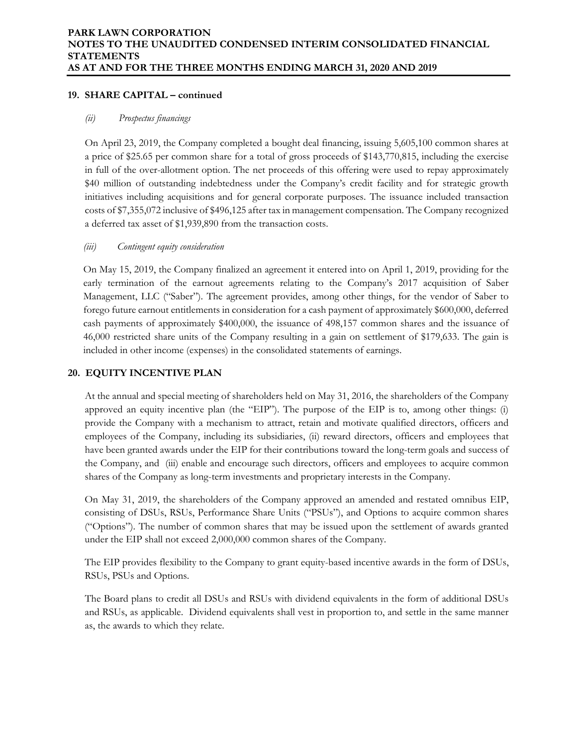## 19. SHARE CAPITAL – continued

*(ii) Prospectus financings*

On April 23, 2019, the Company completed a bought deal financing, issuing 5,605,100 common shares at a price of $25.65 per common share for a total of gross proceeds of $143,770,815, including the exercise in full of the over-allotment option. The net proceeds of this offering were used to repay approximately $40 million of outstanding indebtedness under the Company's credit facility and for strategic growth initiatives including acquisitions and for general corporate purposes. The issuance included transaction costs of $7,355,072 inclusive of $496,125 after tax in management compensation. The Company recognized a deferred tax asset of $1,939,890 from the transaction costs.

*(iii) Contingent equity consideration*

On May 15, 2019, the Company finalized an agreement it entered into on April 1, 2019, providing for the early termination of the earnout agreements relating to the Company's 2017 acquisition of Saber Management, LLC ("Saber"). The agreement provides, among other things, for the vendor of Saber to forego future earnout entitlements in consideration for a cash payment of approximately $600,000, deferred cash payments of approximately $400,000, the issuance of 498,157 common shares and the issuance of 46,000 restricted share units of the Company resulting in a gain on settlement of $179,633. The gain is included in other income (expenses) in the consolidated statements of earnings.

## 20. EQUITY INCENTIVE PLAN

At the annual and special meeting of shareholders held on May 31, 2016, the shareholders of the Company approved an equity incentive plan (the "EIP"). The purpose of the EIP is to, among other things: (i) provide the Company with a mechanism to attract, retain and motivate qualified directors, officers and employees of the Company, including its subsidiaries, (ii) reward directors, officers and employees that have been granted awards under the EIP for their contributions toward the long-term goals and success of the Company, and (iii) enable and encourage such directors, officers and employees to acquire common shares of the Company as long-term investments and proprietary interests in the Company.

On May 31, 2019, the shareholders of the Company approved an amended and restated omnibus EIP, consisting of DSUs, RSUs, Performance Share Units ("PSUs"), and Options to acquire common shares ("Options"). The number of common shares that may be issued upon the settlement of awards granted under the EIP shall not exceed 2,000,000 common shares of the Company.

The EIP provides flexibility to the Company to grant equity-based incentive awards in the form of DSUs, RSUs, PSUs and Options.

The Board plans to credit all DSUs and RSUs with dividend equivalents in the form of additional DSUs and RSUs, as applicable. Dividend equivalents shall vest in proportion to, and settle in the same manner as, the awards to which they relate.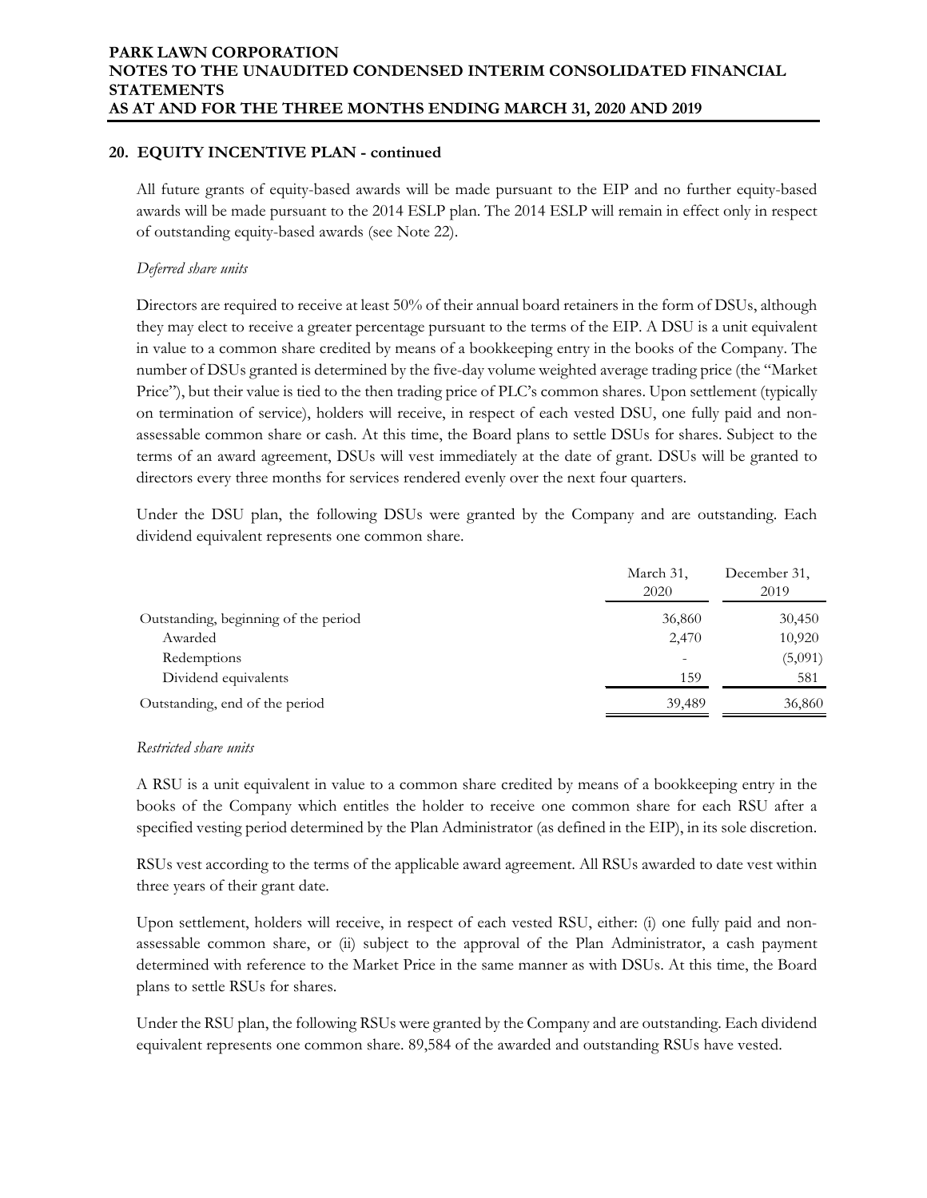## 20. EQUITY INCENTIVE PLAN - continued

All future grants of equity-based awards will be made pursuant to the EIP and no further equity-based awards will be made pursuant to the 2014 ESLP plan. The 2014 ESLP will remain in effect only in respect of outstanding equity-based awards (see Note 22).

*Deferred share units*

Directors are required to receive at least 50% of their annual board retainers in the form of DSUs, although they may elect to receive a greater percentage pursuant to the terms of the EIP. A DSU is a unit equivalent in value to a common share credited by means of a bookkeeping entry in the books of the Company. The number of DSUs granted is determined by the five-day volume weighted average trading price (the "Market Price"), but their value is tied to the then trading price of PLC's common shares. Upon settlement (typically on termination of service), holders will receive, in respect of each vested DSU, one fully paid and non-assessable common share or cash. At this time, the Board plans to settle DSUs for shares. Subject to the terms of an award agreement, DSUs will vest immediately at the date of grant. DSUs will be granted to directors every three months for services rendered evenly over the next four quarters.

Under the DSU plan, the following DSUs were granted by the Company and are outstanding. Each dividend equivalent represents one common share.

| | March 31, 2020 | December 31, 2019 |
|---|---|---|
| Outstanding, beginning of the period | 36,860 | 30,450 |
| Awarded | 2,470 | 10,920 |
| Redemptions | - | (5,091) |
| Dividend equivalents | 159 | 581 |
| Outstanding, end of the period | 39,489 | 36,860 |

*Restricted share units*

A RSU is a unit equivalent in value to a common share credited by means of a bookkeeping entry in the books of the Company which entitles the holder to receive one common share for each RSU after a specified vesting period determined by the Plan Administrator (as defined in the EIP), in its sole discretion.

RSUs vest according to the terms of the applicable award agreement. All RSUs awarded to date vest within three years of their grant date.

Upon settlement, holders will receive, in respect of each vested RSU, either: (i) one fully paid and non-assessable common share, or (ii) subject to the approval of the Plan Administrator, a cash payment determined with reference to the Market Price in the same manner as with DSUs. At this time, the Board plans to settle RSUs for shares.

Under the RSU plan, the following RSUs were granted by the Company and are outstanding. Each dividend equivalent represents one common share. 89,584 of the awarded and outstanding RSUs have vested.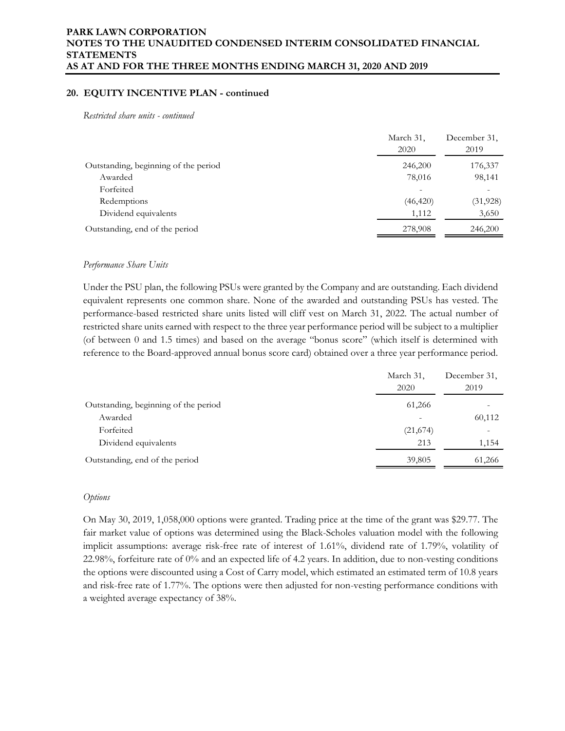## 20. EQUITY INCENTIVE PLAN - continued

*Restricted share units - continued*

| | March 31, 2020 | December 31, 2019 |
|---|---|---|
| Outstanding, beginning of the period | 246,200 | 176,337 |
| Awarded | 78,016 | 98,141 |
| Forfeited | - | - |
| Redemptions | (46,420) | (31,928) |
| Dividend equivalents | 1,112 | 3,650 |
| Outstanding, end of the period | 278,908 | 246,200 |

*Performance Share Units*

Under the PSU plan, the following PSUs were granted by the Company and are outstanding. Each dividend equivalent represents one common share. None of the awarded and outstanding PSUs has vested. The performance-based restricted share units listed will cliff vest on March 31, 2022. The actual number of restricted share units earned with respect to the three year performance period will be subject to a multiplier (of between 0 and 1.5 times) and based on the average "bonus score" (which itself is determined with reference to the Board-approved annual bonus score card) obtained over a three year performance period.

| | March 31, 2020 | December 31, 2019 |
|---|---|---|
| Outstanding, beginning of the period | 61,266 | - |
| Awarded | - | 60,112 |
| Forfeited | (21,674) | - |
| Dividend equivalents | 213 | 1,154 |
| Outstanding, end of the period | 39,805 | 61,266 |

*Options*

On May 30, 2019, 1,058,000 options were granted. Trading price at the time of the grant was $29.77. The fair market value of options was determined using the Black-Scholes valuation model with the following implicit assumptions: average risk-free rate of interest of 1.61%, dividend rate of 1.79%, volatility of 22.98%, forfeiture rate of 0% and an expected life of 4.2 years. In addition, due to non-vesting conditions the options were discounted using a Cost of Carry model, which estimated an estimated term of 10.8 years and risk-free rate of 1.77%. The options were then adjusted for non-vesting performance conditions with a weighted average expectancy of 38%.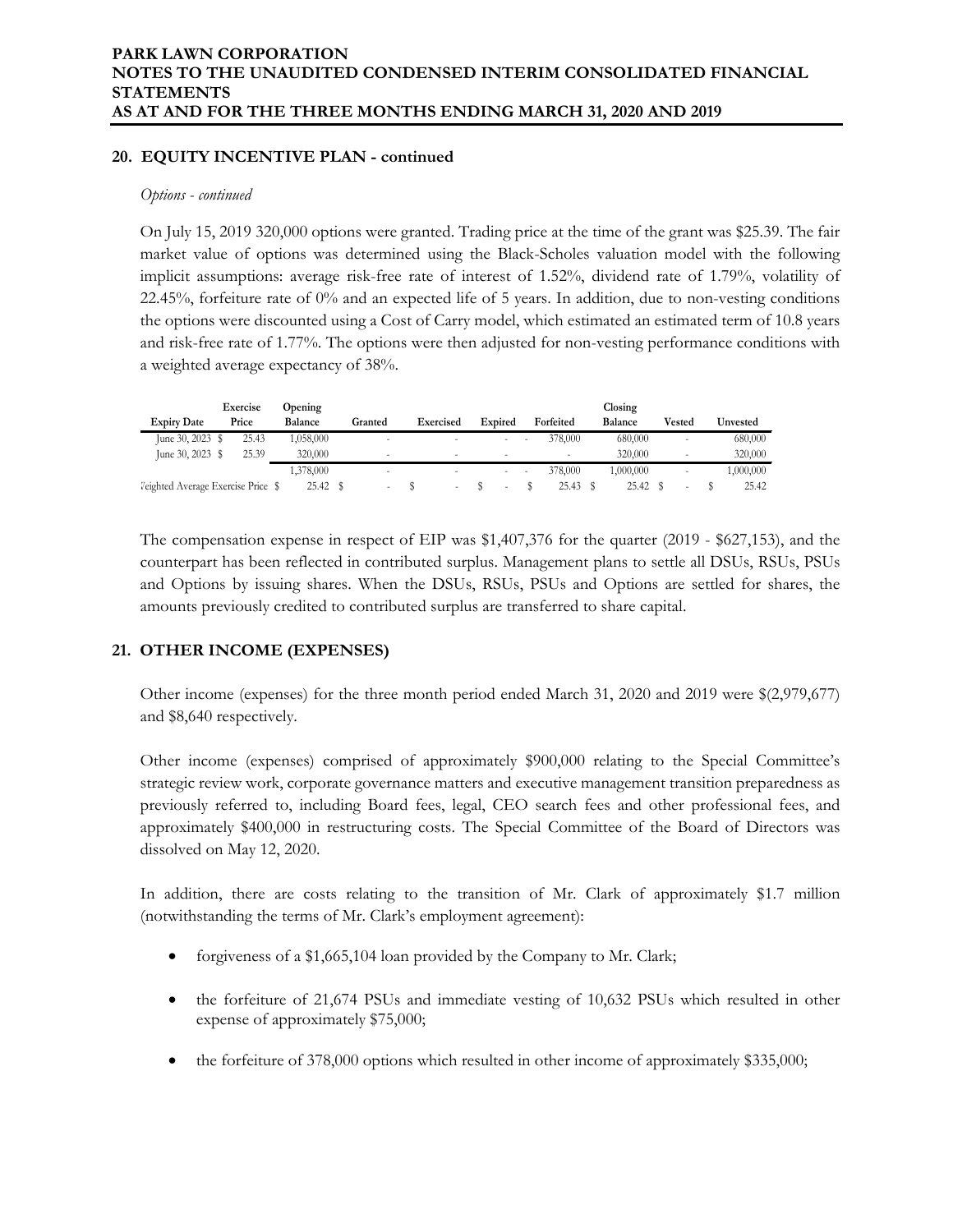## 20. EQUITY INCENTIVE PLAN - continued

*Options - continued*

On July 15, 2019 320,000 options were granted. Trading price at the time of the grant was $25.39. The fair market value of options was determined using the Black-Scholes valuation model with the following implicit assumptions: average risk-free rate of interest of 1.52%, dividend rate of 1.79%, volatility of 22.45%, forfeiture rate of 0% and an expected life of 5 years. In addition, due to non-vesting conditions the options were discounted using a Cost of Carry model, which estimated an estimated term of 10.8 years and risk-free rate of 1.77%. The options were then adjusted for non-vesting performance conditions with a weighted average expectancy of 38%.

| Expiry Date | Exercise Price | Opening Balance | Granted | Exercised | Expired | Forfeited | Closing Balance | Vested | Unvested |
|---|---|---|---|---|---|---|---|---|---|
| June 30, 2023 | $ 25.43 | 1,058,000 | - | - | - | 378,000 | 680,000 | - | 680,000 |
| June 30, 2023 | $ 25.39 | 320,000 | - | - | - | - | 320,000 | - | 320,000 |
| | | 1,378,000 | - | - | - | 378,000 | 1,000,000 | - | 1,000,000 |
| Weighted Average Exercise Price | | $ 25.42 | $ - | $ - | $ - | $ 25.43 | $ 25.42 | $ - | $ 25.42 |

The compensation expense in respect of EIP was $1,407,376 for the quarter (2019 - $627,153), and the counterpart has been reflected in contributed surplus. Management plans to settle all DSUs, RSUs, PSUs and Options by issuing shares. When the DSUs, RSUs, PSUs and Options are settled for shares, the amounts previously credited to contributed surplus are transferred to share capital.

## 21. OTHER INCOME (EXPENSES)

Other income (expenses) for the three month period ended March 31, 2020 and 2019 were $(2,979,677) and $8,640 respectively.

Other income (expenses) comprised of approximately $900,000 relating to the Special Committee's strategic review work, corporate governance matters and executive management transition preparedness as previously referred to, including Board fees, legal, CEO search fees and other professional fees, and approximately $400,000 in restructuring costs. The Special Committee of the Board of Directors was dissolved on May 12, 2020.

In addition, there are costs relating to the transition of Mr. Clark of approximately $1.7 million (notwithstanding the terms of Mr. Clark's employment agreement):

- forgiveness of a $1,665,104 loan provided by the Company to Mr. Clark;
- the forfeiture of 21,674 PSUs and immediate vesting of 10,632 PSUs which resulted in other expense of approximately $75,000;
- the forfeiture of 378,000 options which resulted in other income of approximately $335,000;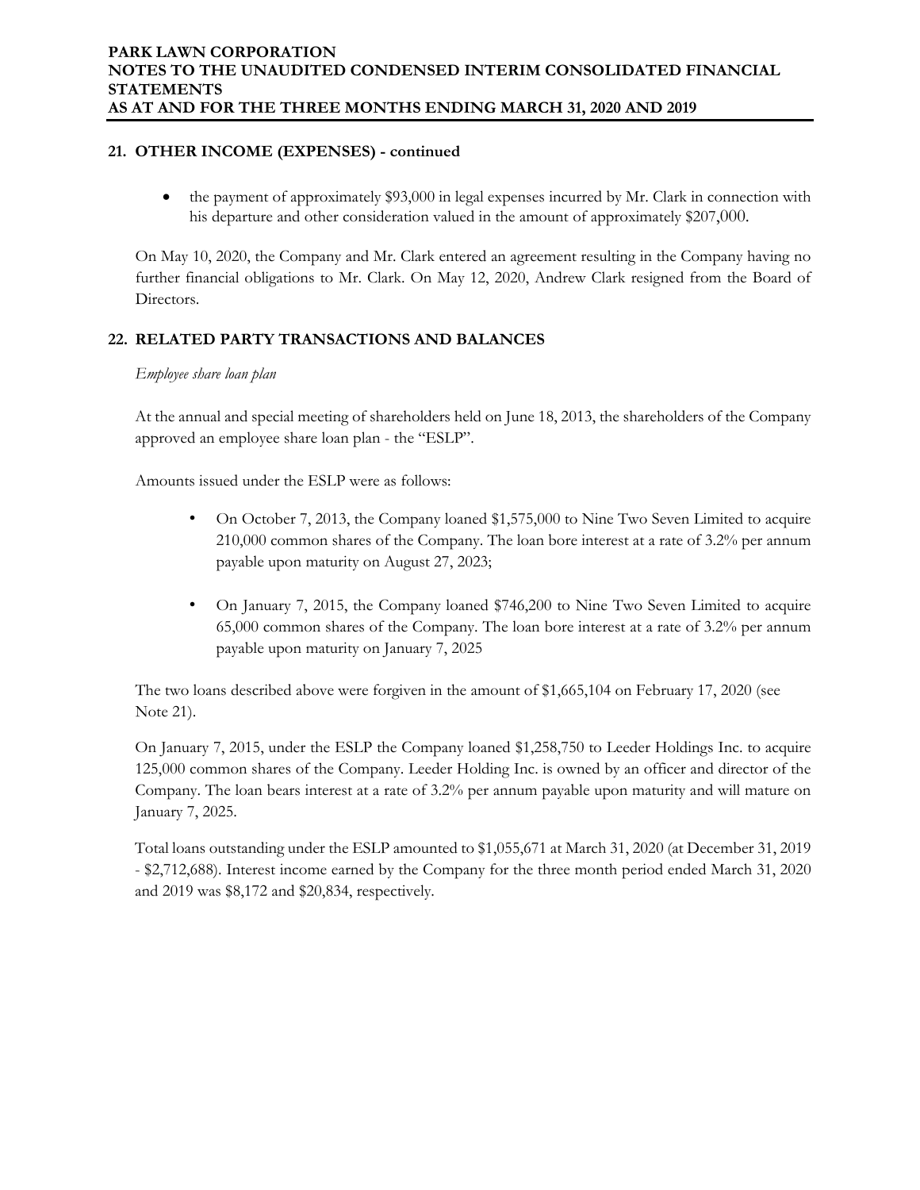## 21. OTHER INCOME (EXPENSES) - continued

- the payment of approximately $93,000 in legal expenses incurred by Mr. Clark in connection with his departure and other consideration valued in the amount of approximately $207,000.

On May 10, 2020, the Company and Mr. Clark entered an agreement resulting in the Company having no further financial obligations to Mr. Clark. On May 12, 2020, Andrew Clark resigned from the Board of Directors.

## 22. RELATED PARTY TRANSACTIONS AND BALANCES

*Employee share loan plan*

At the annual and special meeting of shareholders held on June 18, 2013, the shareholders of the Company approved an employee share loan plan - the "ESLP".

Amounts issued under the ESLP were as follows:

- On October 7, 2013, the Company loaned $1,575,000 to Nine Two Seven Limited to acquire 210,000 common shares of the Company. The loan bore interest at a rate of 3.2% per annum payable upon maturity on August 27, 2023;

- On January 7, 2015, the Company loaned $746,200 to Nine Two Seven Limited to acquire 65,000 common shares of the Company. The loan bore interest at a rate of 3.2% per annum payable upon maturity on January 7, 2025

The two loans described above were forgiven in the amount of $1,665,104 on February 17, 2020 (see Note 21).

On January 7, 2015, under the ESLP the Company loaned $1,258,750 to Leeder Holdings Inc. to acquire 125,000 common shares of the Company. Leeder Holding Inc. is owned by an officer and director of the Company. The loan bears interest at a rate of 3.2% per annum payable upon maturity and will mature on January 7, 2025.

Total loans outstanding under the ESLP amounted to $1,055,671 at March 31, 2020 (at December 31, 2019 - $2,712,688). Interest income earned by the Company for the three month period ended March 31, 2020 and 2019 was $8,172 and $20,834, respectively.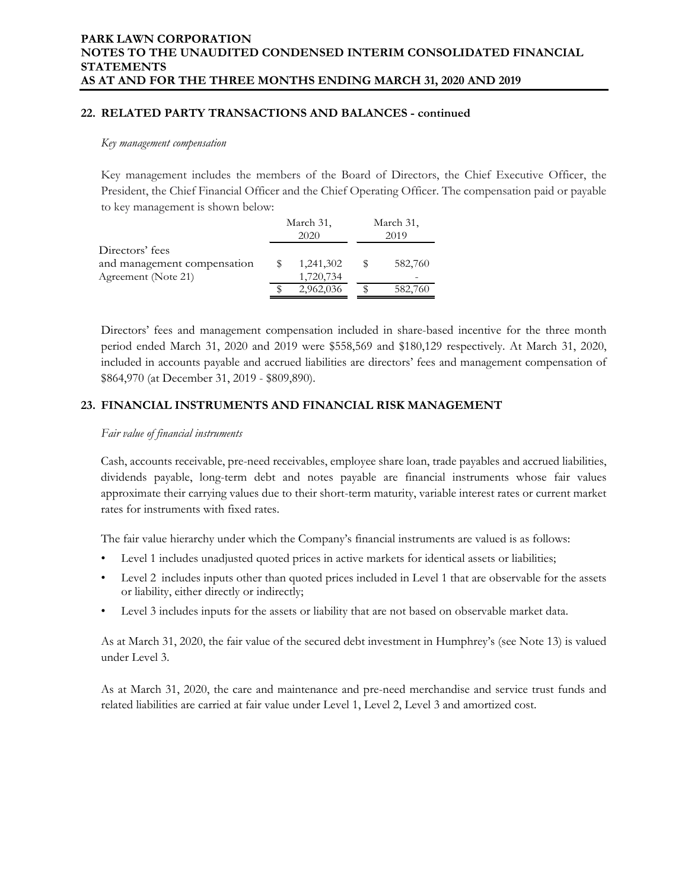## 22. RELATED PARTY TRANSACTIONS AND BALANCES - continued

*Key management compensation*

Key management includes the members of the Board of Directors, the Chief Executive Officer, the President, the Chief Financial Officer and the Chief Operating Officer. The compensation paid or payable to key management is shown below:

| | March 31, 2020 | March 31, 2019 |
|---|---|---|
| Directors' fees and management compensation | $ 1,241,302 | $ 582,760 |
| Agreement (Note 21) | 1,720,734 | - |
| | $ 2,962,036 | $ 582,760 |

Directors' fees and management compensation included in share-based incentive for the three month period ended March 31, 2020 and 2019 were $558,569 and $180,129 respectively. At March 31, 2020, included in accounts payable and accrued liabilities are directors' fees and management compensation of $864,970 (at December 31, 2019 - $809,890).

## 23. FINANCIAL INSTRUMENTS AND FINANCIAL RISK MANAGEMENT

*Fair value of financial instruments*

Cash, accounts receivable, pre-need receivables, employee share loan, trade payables and accrued liabilities, dividends payable, long-term debt and notes payable are financial instruments whose fair values approximate their carrying values due to their short-term maturity, variable interest rates or current market rates for instruments with fixed rates.

The fair value hierarchy under which the Company's financial instruments are valued is as follows:

- Level 1 includes unadjusted quoted prices in active markets for identical assets or liabilities;
- Level 2 includes inputs other than quoted prices included in Level 1 that are observable for the assets or liability, either directly or indirectly;
- Level 3 includes inputs for the assets or liability that are not based on observable market data.

As at March 31, 2020, the fair value of the secured debt investment in Humphrey's (see Note 13) is valued under Level 3.

As at March 31, 2020, the care and maintenance and pre-need merchandise and service trust funds and related liabilities are carried at fair value under Level 1, Level 2, Level 3 and amortized cost.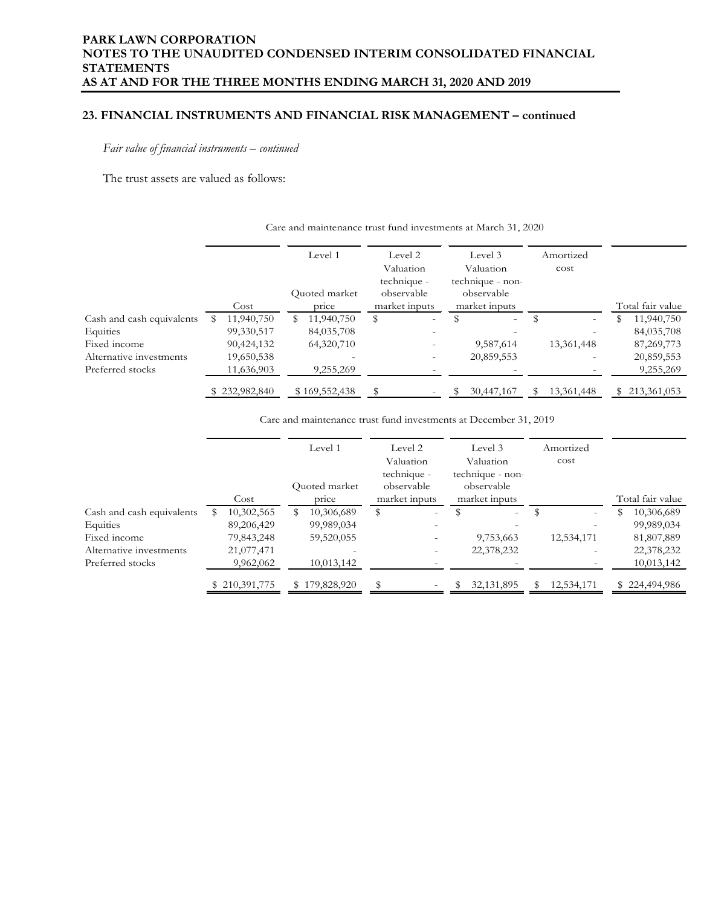## 23. FINANCIAL INSTRUMENTS AND FINANCIAL RISK MANAGEMENT – continued

*Fair value of financial instruments – continued*

The trust assets are valued as follows:

Care and maintenance trust fund investments at March 31, 2020

| | Cost | Level 1 Quoted market price | Level 2 Valuation technique - observable market inputs | Level 3 Valuation technique - non-observable market inputs | Amortized cost | Total fair value |
|---|---|---|---|---|---|---|
| Cash and cash equivalents | $ 11,940,750 | $ 11,940,750 | $ - | $ - | $ - | $ 11,940,750 |
| Equities | 99,330,517 | 84,035,708 | - | - | - | 84,035,708 |
| Fixed income | 90,424,132 | 64,320,710 | - | 9,587,614 | 13,361,448 | 87,269,773 |
| Alternative investments | 19,650,538 | - | - | 20,859,553 | - | 20,859,553 |
| Preferred stocks | 11,636,903 | 9,255,269 | - | - | - | 9,255,269 |
| | $ 232,982,840 | $ 169,552,438 | $ - | $ 30,447,167 | $ 13,361,448 | $ 213,361,053 |

Care and maintenance trust fund investments at December 31, 2019

| | Cost | Level 1 Quoted market price | Level 2 Valuation technique - observable market inputs | Level 3 Valuation technique - non-observable market inputs | Amortized cost | Total fair value |
|---|---|---|---|---|---|---|
| Cash and cash equivalents | $ 10,302,565 | $ 10,306,689 | $ - | $ - | $ - | $ 10,306,689 |
| Equities | 89,206,429 | 99,989,034 | - | - | - | 99,989,034 |
| Fixed income | 79,843,248 | 59,520,055 | - | 9,753,663 | 12,534,171 | 81,807,889 |
| Alternative investments | 21,077,471 | - | - | 22,378,232 | - | 22,378,232 |
| Preferred stocks | 9,962,062 | 10,013,142 | - | - | - | 10,013,142 |
| | $ 210,391,775 | $ 179,828,920 | $ - | $ 32,131,895 | $ 12,534,171 | $ 224,494,986 |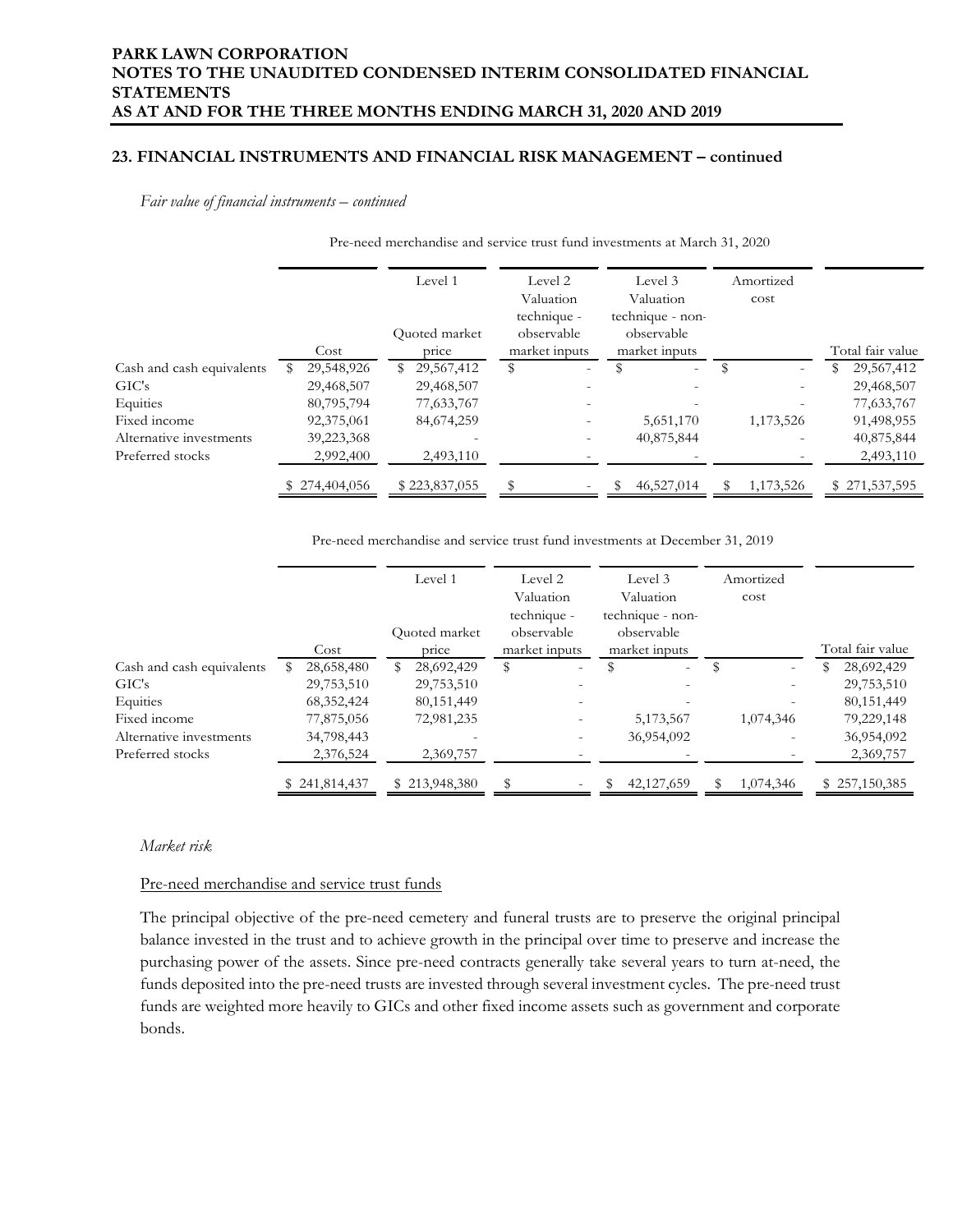## 23. FINANCIAL INSTRUMENTS AND FINANCIAL RISK MANAGEMENT – continued

*Fair value of financial instruments – continued*

Pre-need merchandise and service trust fund investments at March 31, 2020

| | Cost | Level 1<br>Quoted market price | Level 2<br>Valuation technique - observable market inputs | Level 3<br>Valuation technique - non-observable market inputs | Amortized cost | Total fair value |
|---|---|---|---|---|---|---|
| Cash and cash equivalents | $ 29,548,926 | $ 29,567,412 | $ - | $ - | $ - | $ 29,567,412 |
| GIC's | 29,468,507 | 29,468,507 | - | - | - | 29,468,507 |
| Equities | 80,795,794 | 77,633,767 | - | - | - | 77,633,767 |
| Fixed income | 92,375,061 | 84,674,259 | - | 5,651,170 | 1,173,526 | 91,498,955 |
| Alternative investments | 39,223,368 | - | - | 40,875,844 | - | 40,875,844 |
| Preferred stocks | 2,992,400 | 2,493,110 | - | - | - | 2,493,110 |
| | $ 274,404,056 | $ 223,837,055 | $ - | $ 46,527,014 | $ 1,173,526 | $ 271,537,595 |

Pre-need merchandise and service trust fund investments at December 31, 2019

| | Cost | Level 1<br>Quoted market price | Level 2<br>Valuation technique - observable market inputs | Level 3<br>Valuation technique - non-observable market inputs | Amortized cost | Total fair value |
|---|---|---|---|---|---|---|
| Cash and cash equivalents | $ 28,658,480 | $ 28,692,429 | $ - | $ - | $ - | $ 28,692,429 |
| GIC's | 29,753,510 | 29,753,510 | - | - | - | 29,753,510 |
| Equities | 68,352,424 | 80,151,449 | - | - | - | 80,151,449 |
| Fixed income | 77,875,056 | 72,981,235 | - | 5,173,567 | 1,074,346 | 79,229,148 |
| Alternative investments | 34,798,443 | - | - | 36,954,092 | - | 36,954,092 |
| Preferred stocks | 2,376,524 | 2,369,757 | - | - | - | 2,369,757 |
| | $ 241,814,437 | $ 213,948,380 | $ - | $ 42,127,659 | $ 1,074,346 | $ 257,150,385 |

*Market risk*

Pre-need merchandise and service trust funds

The principal objective of the pre-need cemetery and funeral trusts are to preserve the original principal balance invested in the trust and to achieve growth in the principal over time to preserve and increase the purchasing power of the assets. Since pre-need contracts generally take several years to turn at-need, the funds deposited into the pre-need trusts are invested through several investment cycles. The pre-need trust funds are weighted more heavily to GICs and other fixed income assets such as government and corporate bonds.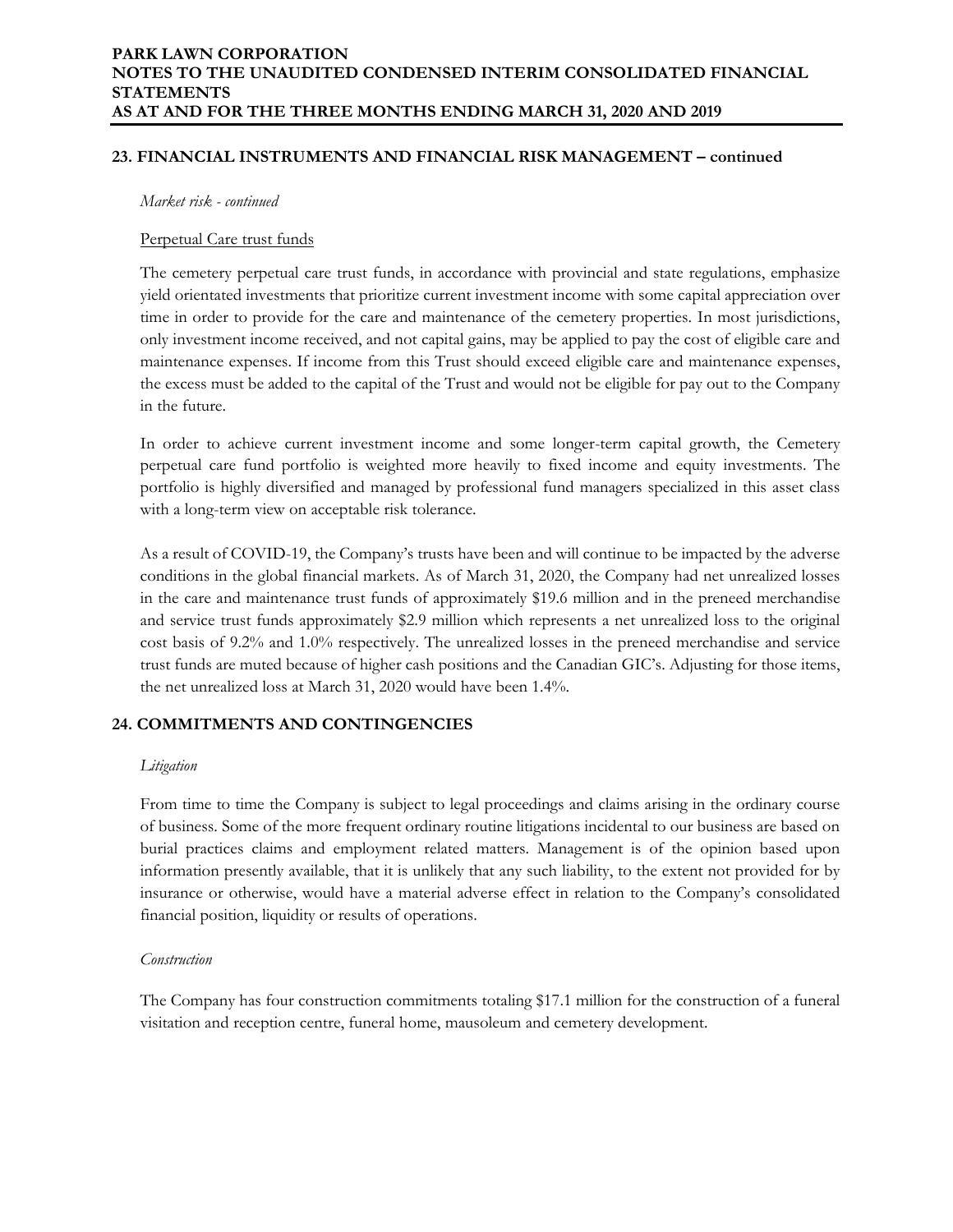## 23. FINANCIAL INSTRUMENTS AND FINANCIAL RISK MANAGEMENT – continued

*Market risk - continued*

Perpetual Care trust funds

The cemetery perpetual care trust funds, in accordance with provincial and state regulations, emphasize yield orientated investments that prioritize current investment income with some capital appreciation over time in order to provide for the care and maintenance of the cemetery properties. In most jurisdictions, only investment income received, and not capital gains, may be applied to pay the cost of eligible care and maintenance expenses. If income from this Trust should exceed eligible care and maintenance expenses, the excess must be added to the capital of the Trust and would not be eligible for pay out to the Company in the future.

In order to achieve current investment income and some longer-term capital growth, the Cemetery perpetual care fund portfolio is weighted more heavily to fixed income and equity investments. The portfolio is highly diversified and managed by professional fund managers specialized in this asset class with a long-term view on acceptable risk tolerance.

As a result of COVID-19, the Company's trusts have been and will continue to be impacted by the adverse conditions in the global financial markets. As of March 31, 2020, the Company had net unrealized losses in the care and maintenance trust funds of approximately $19.6 million and in the preneed merchandise and service trust funds approximately $2.9 million which represents a net unrealized loss to the original cost basis of 9.2% and 1.0% respectively. The unrealized losses in the preneed merchandise and service trust funds are muted because of higher cash positions and the Canadian GIC's. Adjusting for those items, the net unrealized loss at March 31, 2020 would have been 1.4%.

## 24. COMMITMENTS AND CONTINGENCIES

*Litigation*

From time to time the Company is subject to legal proceedings and claims arising in the ordinary course of business. Some of the more frequent ordinary routine litigations incidental to our business are based on burial practices claims and employment related matters. Management is of the opinion based upon information presently available, that it is unlikely that any such liability, to the extent not provided for by insurance or otherwise, would have a material adverse effect in relation to the Company's consolidated financial position, liquidity or results of operations.

*Construction*

The Company has four construction commitments totaling $17.1 million for the construction of a funeral visitation and reception centre, funeral home, mausoleum and cemetery development.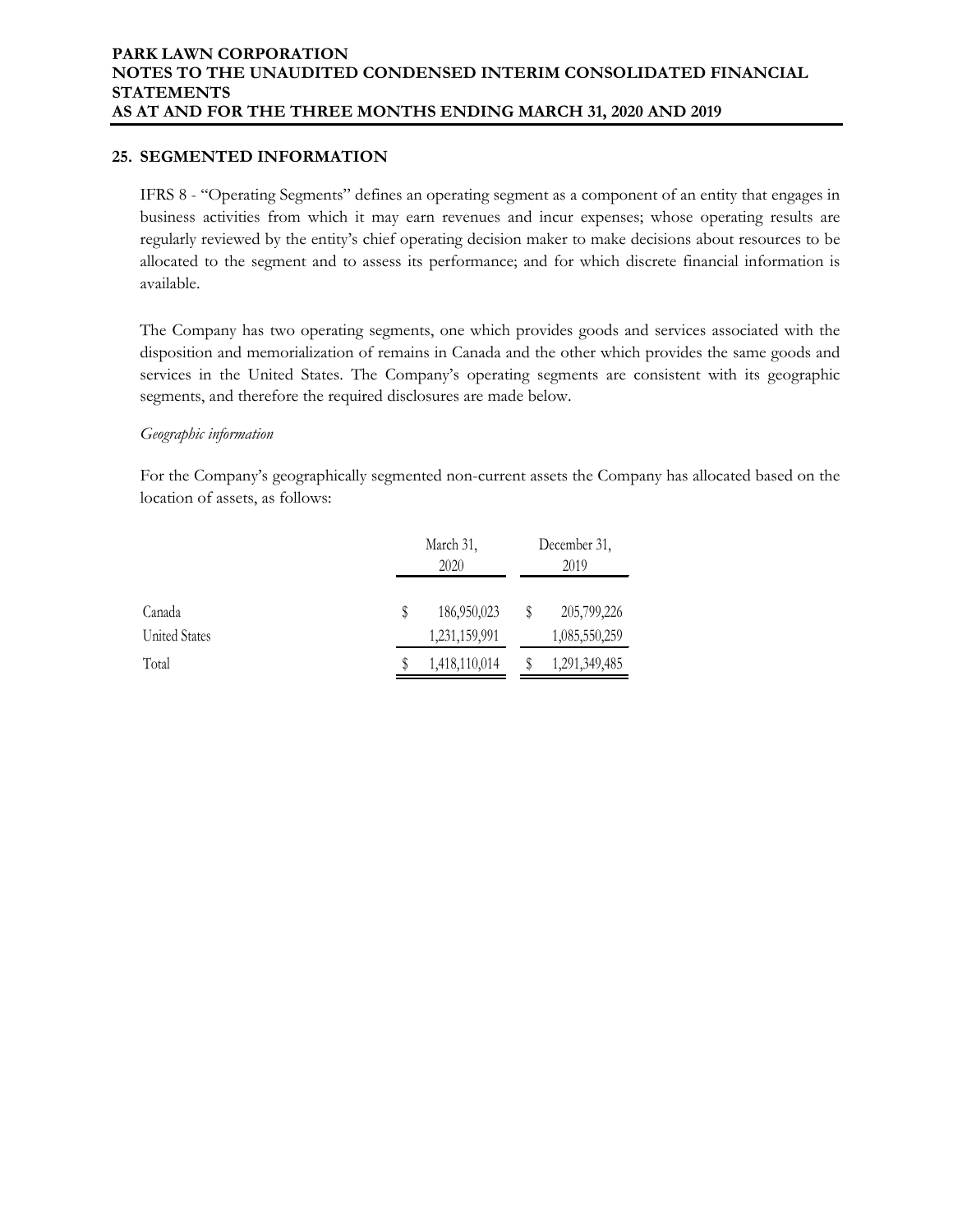## 25. SEGMENTED INFORMATION

IFRS 8 - "Operating Segments" defines an operating segment as a component of an entity that engages in business activities from which it may earn revenues and incur expenses; whose operating results are regularly reviewed by the entity's chief operating decision maker to make decisions about resources to be allocated to the segment and to assess its performance; and for which discrete financial information is available.

The Company has two operating segments, one which provides goods and services associated with the disposition and memorialization of remains in Canada and the other which provides the same goods and services in the United States. The Company's operating segments are consistent with its geographic segments, and therefore the required disclosures are made below.

*Geographic information*

For the Company's geographically segmented non-current assets the Company has allocated based on the location of assets, as follows:

| | March 31, 2020 | December 31, 2019 |
|---|---|---|
| Canada | $ 186,950,023 | $ 205,799,226 |
| United States | 1,231,159,991 | 1,085,550,259 |
| Total | $ 1,418,110,014 | $ 1,291,349,485 |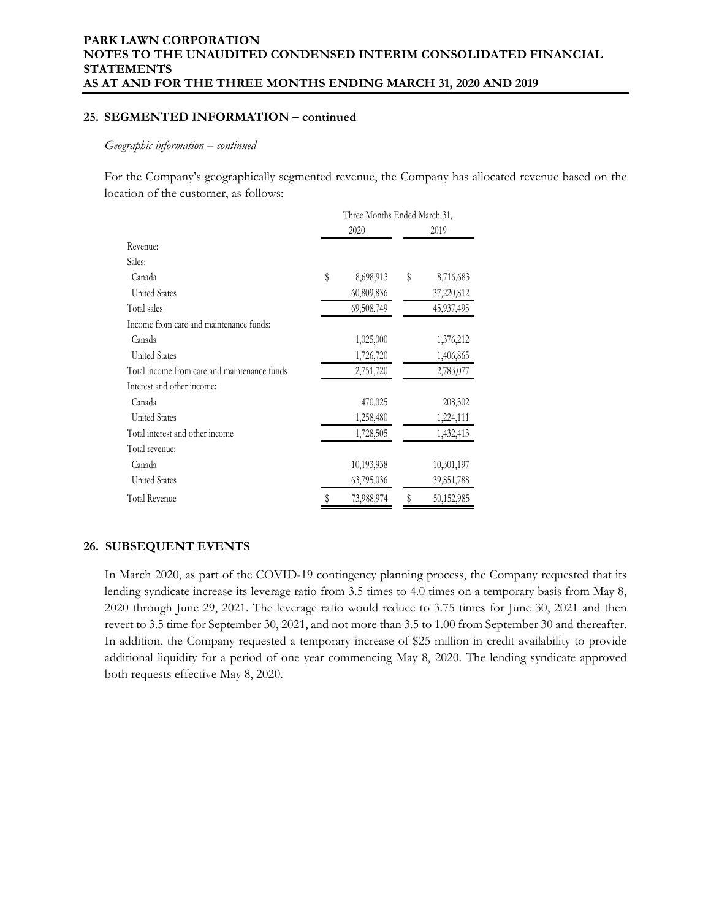## 25. SEGMENTED INFORMATION – continued

*Geographic information – continued*

For the Company's geographically segmented revenue, the Company has allocated revenue based on the location of the customer, as follows:

| | Three Months Ended March 31, 2020 | Three Months Ended March 31, 2019 |
|---|---|---|
| Revenue: | | |
| Sales: | | |
| Canada | $ 8,698,913 | $ 8,716,683 |
| United States | 60,809,836 | 37,220,812 |
| Total sales | 69,508,749 | 45,937,495 |
| Income from care and maintenance funds: | | |
| Canada | 1,025,000 | 1,376,212 |
| United States | 1,726,720 | 1,406,865 |
| Total income from care and maintenance funds | 2,751,720 | 2,783,077 |
| Interest and other income: | | |
| Canada | 470,025 | 208,302 |
| United States | 1,258,480 | 1,224,111 |
| Total interest and other income | 1,728,505 | 1,432,413 |
| Total revenue: | | |
| Canada | 10,193,938 | 10,301,197 |
| United States | 63,795,036 | 39,851,788 |
| Total Revenue | $ 73,988,974 | $ 50,152,985 |

## 26. SUBSEQUENT EVENTS

In March 2020, as part of the COVID-19 contingency planning process, the Company requested that its lending syndicate increase its leverage ratio from 3.5 times to 4.0 times on a temporary basis from May 8, 2020 through June 29, 2021. The leverage ratio would reduce to 3.75 times for June 30, 2021 and then revert to 3.5 time for September 30, 2021, and not more than 3.5 to 1.00 from September 30 and thereafter. In addition, the Company requested a temporary increase of $25 million in credit availability to provide additional liquidity for a period of one year commencing May 8, 2020. The lending syndicate approved both requests effective May 8, 2020.